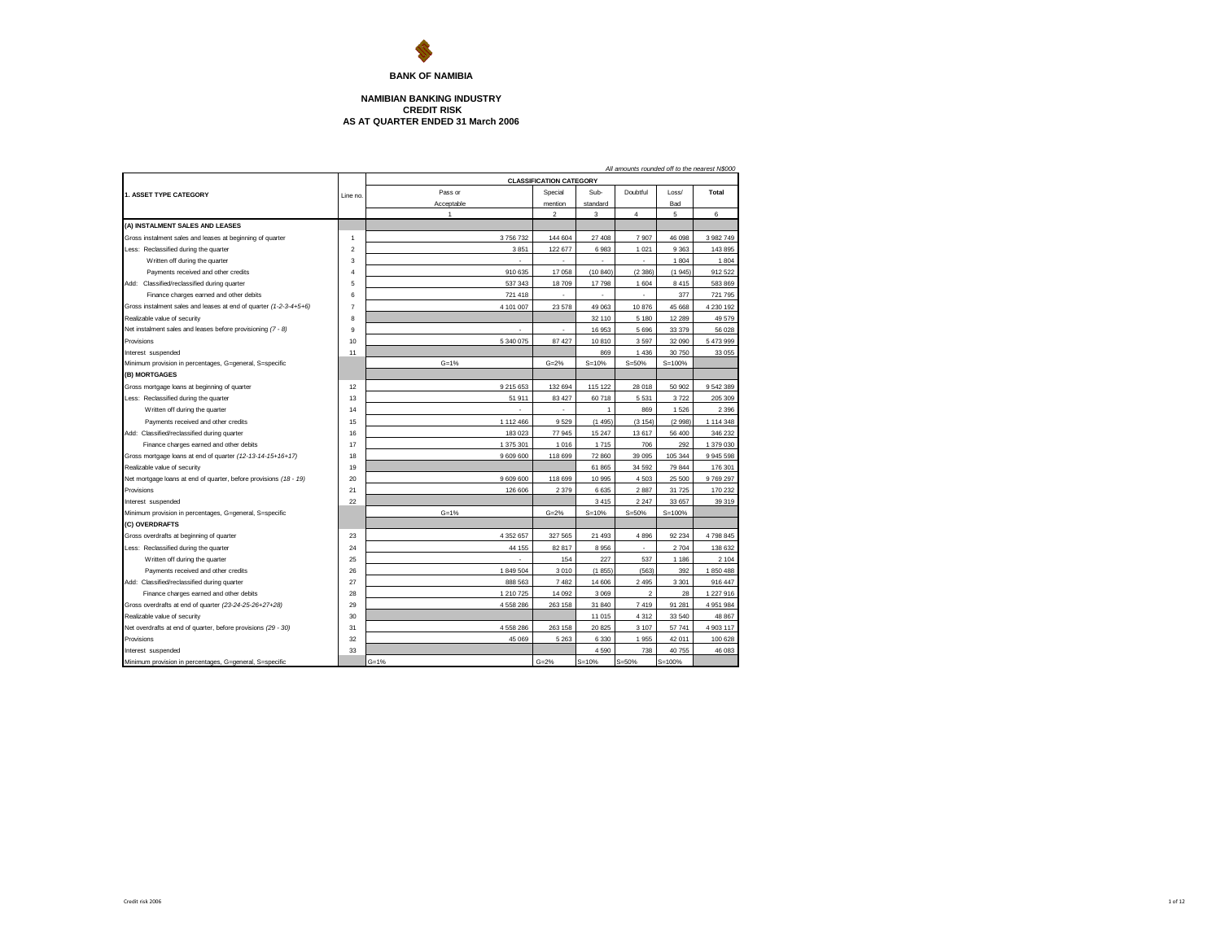**BANK OF NAMIBIA**

**NAMIBIAN BANKING INDUSTRY**
**CREDIT RISK**
**AS AT QUARTER ENDED 31 March 2006**

*All amounts rounded off to the nearest N$000*

| 1. ASSET TYPE CATEGORY | Line no. | CLASSIFICATION CATEGORY | | | | | |
|---|---|---|---|---|---|---|---|
| | | Pass or Acceptable | Special mention | Sub-standard | Doubtful | Loss/ Bad | Total |
| | | 1 | 2 | 3 | 4 | 5 | 6 |
| **(A) INSTALMENT SALES AND LEASES** | | | | | | | |
| Gross instalment sales and leases at beginning of quarter | 1 | 3 756 732 | 144 604 | 27 408 | 7 907 | 46 098 | 3 982 749 |
| Less: Reclassified during the quarter | 2 | 3 851 | 122 677 | 6 983 | 1 021 | 9 363 | 143 895 |
| Written off during the quarter | 3 | - | - | - | - | 1 804 | 1 804 |
| Payments received and other credits | 4 | 910 635 | 17 058 | (10 840) | (2 386) | (1 945) | 912 522 |
| Add: Classified/reclassified during quarter | 5 | 537 343 | 18 709 | 17 798 | 1 604 | 8 415 | 583 869 |
| Finance charges earned and other debits | 6 | 721 418 | - | - | - | 377 | 721 795 |
| Gross instalment sales and leases at end of quarter *(1-2-3-4+5+6)* | 7 | 4 101 007 | 23 578 | 49 063 | 10 876 | 45 668 | 4 230 192 |
| Realizable value of security | 8 | | | 32 110 | 5 180 | 12 289 | 49 579 |
| Net instalment sales and leases before provisioning *(7 - 8)* | 9 | - | - | 16 953 | 5 696 | 33 379 | 56 028 |
| Provisions | 10 | 5 340 075 | 87 427 | 10 810 | 3 597 | 32 090 | 5 473 999 |
| Interest suspended | 11 | | | 869 | 1 436 | 30 750 | 33 055 |
| Minimum provision in percentages, G=general, S=specific | | G=1% | G=2% | S=10% | S=50% | S=100% | |
| **(B) MORTGAGES** | | | | | | | |
| Gross mortgage loans at beginning of quarter | 12 | 9 215 653 | 132 694 | 115 122 | 28 018 | 50 902 | 9 542 389 |
| Less: Reclassified during the quarter | 13 | 51 911 | 83 427 | 60 718 | 5 531 | 3 722 | 205 309 |
| Written off during the quarter | 14 | - | - | 1 | 869 | 1 526 | 2 396 |
| Payments received and other credits | 15 | 1 112 466 | 9 529 | (1 495) | (3 154) | (2 998) | 1 114 348 |
| Add: Classified/reclassified during quarter | 16 | 183 023 | 77 945 | 15 247 | 13 617 | 56 400 | 346 232 |
| Finance charges earned and other debits | 17 | 1 375 301 | 1 016 | 1 715 | 706 | 292 | 1 379 030 |
| Gross mortgage loans at end of quarter *(12-13-14-15+16+17)* | 18 | 9 609 600 | 118 699 | 72 860 | 39 095 | 105 344 | 9 945 598 |
| Realizable value of security | 19 | | | 61 865 | 34 592 | 79 844 | 176 301 |
| Net mortgage loans at end of quarter, before provisions *(18 - 19)* | 20 | 9 609 600 | 118 699 | 10 995 | 4 503 | 25 500 | 9 769 297 |
| Provisions | 21 | 126 606 | 2 379 | 6 635 | 2 887 | 31 725 | 170 232 |
| Interest suspended | 22 | | | 3 415 | 2 247 | 33 657 | 39 319 |
| Minimum provision in percentages, G=general, S=specific | | G=1% | G=2% | S=10% | S=50% | S=100% | |
| **(C) OVERDRAFTS** | | | | | | | |
| Gross overdrafts at beginning of quarter | 23 | 4 352 657 | 327 565 | 21 493 | 4 896 | 92 234 | 4 798 845 |
| Less: Reclassified during the quarter | 24 | 44 155 | 82 817 | 8 956 | - | 2 704 | 138 632 |
| Written off during the quarter | 25 | - | 154 | 227 | 537 | 1 186 | 2 104 |
| Payments received and other credits | 26 | 1 849 504 | 3 010 | (1 855) | (563) | 392 | 1 850 488 |
| Add: Classified/reclassified during quarter | 27 | 888 563 | 7 482 | 14 606 | 2 495 | 3 301 | 916 447 |
| Finance charges earned and other debits | 28 | 1 210 725 | 14 092 | 3 069 | 2 | 28 | 1 227 916 |
| Gross overdrafts at end of quarter *(23-24-25-26+27+28)* | 29 | 4 558 286 | 263 158 | 31 840 | 7 419 | 91 281 | 4 951 984 |
| Realizable value of security | 30 | | | 11 015 | 4 312 | 33 540 | 48 867 |
| Net overdrafts at end of quarter, before provisions *(29 - 30)* | 31 | 4 558 286 | 263 158 | 20 825 | 3 107 | 57 741 | 4 903 117 |
| Provisions | 32 | 45 069 | 5 263 | 6 330 | 1 955 | 42 011 | 100 628 |
| Interest suspended | 33 | | | 4 590 | 738 | 40 755 | 46 083 |
| Minimum provision in percentages, G=general, S=specific | | G=1% | G=2% | S=10% | S=50% | S=100% | |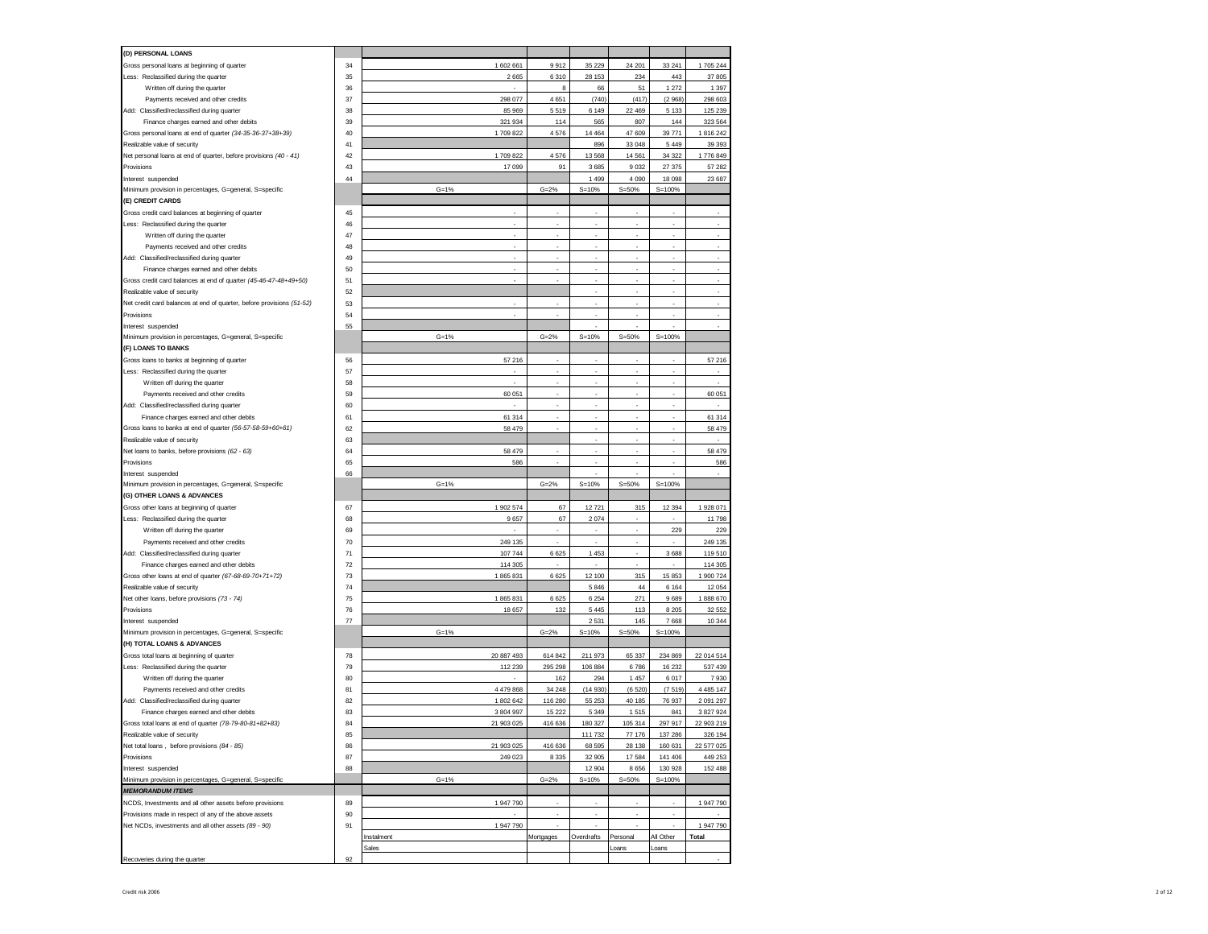| | | | | | | | |
|---|---|---|---|---|---|---|---|
| **(D) PERSONAL LOANS** | | | | | | | |
| Gross personal loans at beginning of quarter | 34 | 1 602 661 | 9 912 | 35 229 | 24 201 | 33 241 | 1 705 244 |
| Less: Reclassified during the quarter | 35 | 2 665 | 6 310 | 28 153 | 234 | 443 | 37 805 |
| Written off during the quarter | 36 | - | 8 | 66 | 51 | 1 272 | 1 397 |
| Payments received and other credits | 37 | 298 077 | 4 651 | (740) | (417) | (2 968) | 298 603 |
| Add: Classified/reclassified during quarter | 38 | 85 969 | 5 519 | 6 149 | 22 469 | 5 133 | 125 239 |
| Finance charges earned and other debits | 39 | 321 934 | 114 | 565 | 807 | 144 | 323 564 |
| Gross personal loans at end of quarter *(34-35-36-37+38+39)* | 40 | 1 709 822 | 4 576 | 14 464 | 47 609 | 39 771 | 1 816 242 |
| Realizable value of security | 41 | | | 896 | 33 048 | 5 449 | 39 393 |
| Net personal loans at end of quarter, before provisions *(40 - 41)* | 42 | 1 709 822 | 4 576 | 13 568 | 14 561 | 34 322 | 1 776 849 |
| Provisions | 43 | 17 099 | 91 | 3 685 | 9 032 | 27 375 | 57 282 |
| Interest suspended | 44 | | | 1 499 | 4 090 | 18 098 | 23 687 |
| Minimum provision in percentages, G=general, S=specific | | G=1% | G=2% | S=10% | S=50% | S=100% | |
| **(E) CREDIT CARDS** | | | | | | | |
| Gross credit card balances at beginning of quarter | 45 | - | - | - | - | - | - |
| Less: Reclassified during the quarter | 46 | - | - | - | - | - | - |
| Written off during the quarter | 47 | - | - | - | - | - | - |
| Payments received and other credits | 48 | - | - | - | - | - | - |
| Add: Classified/reclassified during quarter | 49 | - | - | - | - | - | - |
| Finance charges earned and other debits | 50 | - | - | - | - | - | - |
| Gross credit card balances at end of quarter *(45-46-47-48+49+50)* | 51 | - | - | - | - | - | - |
| Realizable value of security | 52 | | | - | - | - | - |
| Net credit card balances at end of quarter, before provisions *(51-52)* | 53 | - | - | - | - | - | - |
| Provisions | 54 | - | - | - | - | - | - |
| Interest suspended | 55 | | | - | - | - | - |
| Minimum provision in percentages, G=general, S=specific | | G=1% | G=2% | S=10% | S=50% | S=100% | |
| **(F) LOANS TO BANKS** | | | | | | | |
| Gross loans to banks at beginning of quarter | 56 | 57 216 | - | - | - | - | 57 216 |
| Less: Reclassified during the quarter | 57 | - | - | - | - | - | - |
| Written off during the quarter | 58 | - | - | - | - | - | - |
| Payments received and other credits | 59 | 60 051 | - | - | - | - | 60 051 |
| Add: Classified/reclassified during quarter | 60 | - | - | - | - | - | - |
| Finance charges earned and other debits | 61 | 61 314 | - | - | - | - | 61 314 |
| Gross loans to banks at end of quarter *(56-57-58-59+60+61)* | 62 | 58 479 | - | - | - | - | 58 479 |
| Realizable value of security | 63 | | | - | - | - | - |
| Net loans to banks, before provisions *(62 - 63)* | 64 | 58 479 | - | - | - | - | 58 479 |
| Provisions | 65 | 586 | - | - | - | - | 586 |
| Interest suspended | 66 | | | - | - | - | - |
| Minimum provision in percentages, G=general, S=specific | | G=1% | G=2% | S=10% | S=50% | S=100% | |
| **(G) OTHER LOANS & ADVANCES** | | | | | | | |
| Gross other loans at beginning of quarter | 67 | 1 902 574 | 67 | 12 721 | 315 | 12 394 | 1 928 071 |
| Less: Reclassified during the quarter | 68 | 9 657 | 67 | 2 074 | - | - | 11 798 |
| Written off during the quarter | 69 | - | - | - | - | 229 | 229 |
| Payments received and other credits | 70 | 249 135 | - | - | - | - | 249 135 |
| Add: Classified/reclassified during quarter | 71 | 107 744 | 6 625 | 1 453 | - | 3 688 | 119 510 |
| Finance charges earned and other debits | 72 | 114 305 | - | - | - | - | 114 305 |
| Gross other loans at end of quarter *(67-68-69-70+71+72)* | 73 | 1 865 831 | 6 625 | 12 100 | 315 | 15 853 | 1 900 724 |
| Realizable value of security | 74 | | | 5 846 | 44 | 6 164 | 12 054 |
| Net other loans, before provisions *(73 - 74)* | 75 | 1 865 831 | 6 625 | 6 254 | 271 | 9 689 | 1 888 670 |
| Provisions | 76 | 18 657 | 132 | 5 445 | 113 | 8 205 | 32 552 |
| Interest suspended | 77 | | | 2 531 | 145 | 7 668 | 10 344 |
| Minimum provision in percentages, G=general, S=specific | | G=1% | G=2% | S=10% | S=50% | S=100% | |
| **(H) TOTAL LOANS & ADVANCES** | | | | | | | |
| Gross total loans at beginning of quarter | 78 | 20 887 493 | 614 842 | 211 973 | 65 337 | 234 869 | 22 014 514 |
| Less: Reclassified during the quarter | 79 | 112 239 | 295 298 | 106 884 | 6 786 | 16 232 | 537 439 |
| Written off during the quarter | 80 | - | 162 | 294 | 1 457 | 6 017 | 7 930 |
| Payments received and other credits | 81 | 4 479 868 | 34 248 | (14 930) | (6 520) | (7 519) | 4 485 147 |
| Add: Classified/reclassified during quarter | 82 | 1 802 642 | 116 280 | 55 253 | 40 185 | 76 937 | 2 091 297 |
| Finance charges earned and other debits | 83 | 3 804 997 | 15 222 | 5 349 | 1 515 | 841 | 3 827 924 |
| Gross total loans at end of quarter *(78-79-80-81+82+83)* | 84 | 21 903 025 | 416 636 | 180 327 | 105 314 | 297 917 | 22 903 219 |
| Realizable value of security | 85 | | | 111 732 | 77 176 | 137 286 | 326 194 |
| Net total loans , before provisions *(84 - 85)* | 86 | 21 903 025 | 416 636 | 68 595 | 28 138 | 160 631 | 22 577 025 |
| Provisions | 87 | 249 023 | 8 335 | 32 905 | 17 584 | 141 406 | 449 253 |
| Interest suspended | 88 | | | 12 904 | 8 656 | 130 928 | 152 488 |
| Minimum provision in percentages, G=general, S=specific | | G=1% | G=2% | S=10% | S=50% | S=100% | |
| ***MEMORANDUM ITEMS*** | | | | | | | |
| NCDS, Investments and all other assets before provisions | 89 | 1 947 790 | - | - | - | - | 1 947 790 |
| Provisions made in respect of any of the above assets | 90 | - | - | - | - | - | - |
| Net NCDs, investments and all other assets *(89 - 90)* | 91 | 1 947 790 | - | - | - | - | 1 947 790 |
| | | Instalment Sales | Mortgages | Overdrafts | Personal Loans | All Other Loans | **Total** |
| Recoveries during the quarter | 92 | | | | | | - |

Credit risk 2006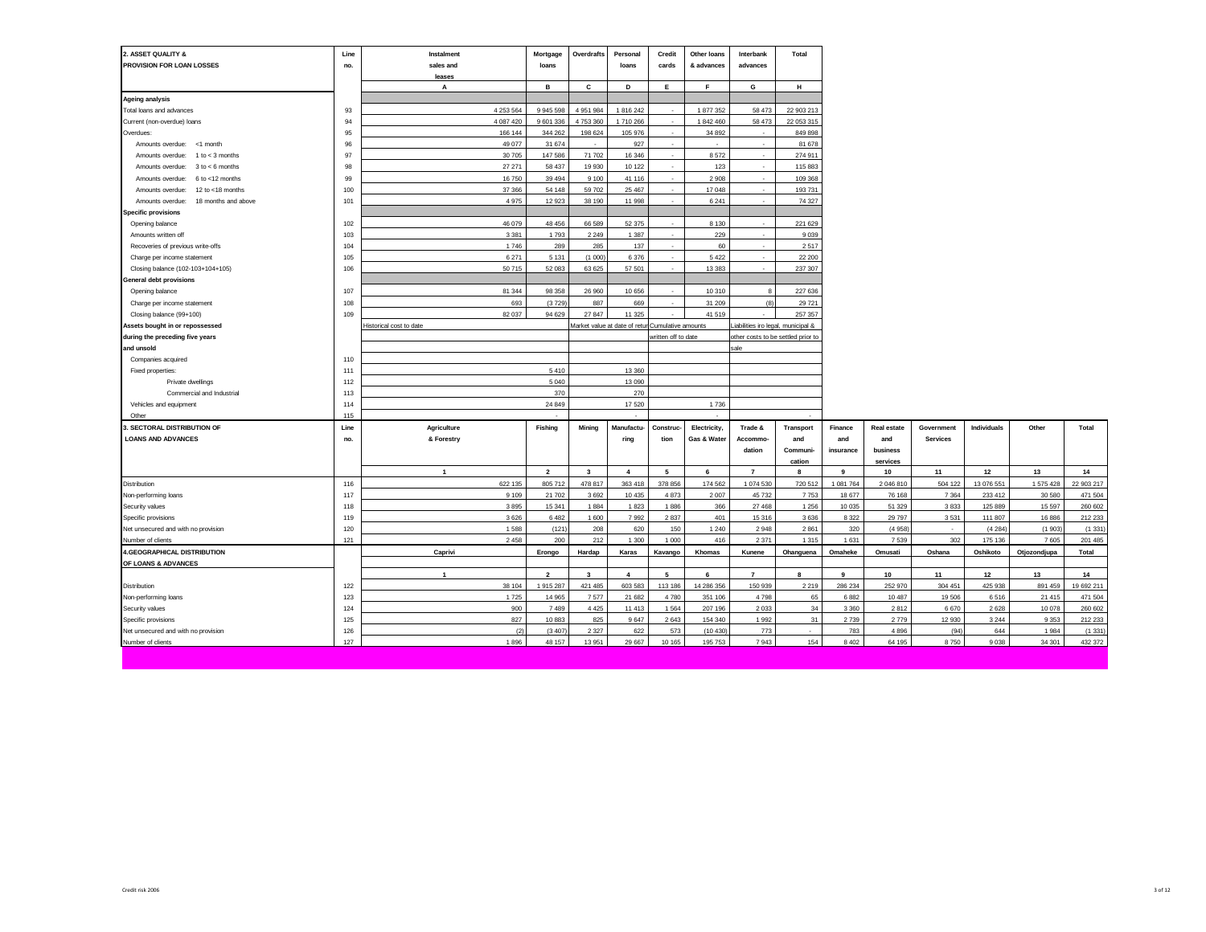## 2. ASSET QUALITY & PROVISION FOR LOAN LOSSES

| 2. ASSET QUALITY & PROVISION FOR LOAN LOSSES | Line no. | Instalment sales and leases | Mortgage loans | Overdrafts | Personal loans | Credit cards | Other loans & advances | Interbank advances | Total |
|---|---|---|---|---|---|---|---|---|---|
| | | A | B | C | D | E | F | G | H |
| **Ageing analysis** | | | | | | | | | |
| Total loans and advances | 93 | 4 253 564 | 9 945 598 | 4 951 984 | 1 816 242 | - | 1 877 352 | 58 473 | 22 903 213 |
| Current (non-overdue) loans | 94 | 4 087 420 | 9 601 336 | 4 753 360 | 1 710 266 | - | 1 842 460 | 58 473 | 22 053 315 |
| Overdues: | 95 | 166 144 | 344 262 | 198 624 | 105 976 | - | 34 892 | - | 849 898 |
| Amounts overdue: <1 month | 96 | 49 077 | 31 674 | - | 927 | - | - | - | 81 678 |
| Amounts overdue: 1 to < 3 months | 97 | 30 705 | 147 586 | 71 702 | 16 346 | - | 8 572 | - | 274 911 |
| Amounts overdue: 3 to < 6 months | 98 | 27 271 | 58 437 | 19 930 | 10 122 | - | 123 | - | 115 883 |
| Amounts overdue: 6 to <12 months | 99 | 16 750 | 39 494 | 9 100 | 41 116 | - | 2 908 | - | 109 368 |
| Amounts overdue: 12 to <18 months | 100 | 37 366 | 54 148 | 59 702 | 25 467 | - | 17 048 | - | 193 731 |
| Amounts overdue: 18 months and above | 101 | 4 975 | 12 923 | 38 190 | 11 998 | - | 6 241 | - | 74 327 |
| **Specific provisions** | | | | | | | | | |
| Opening balance | 102 | 46 079 | 48 456 | 66 589 | 52 375 | - | 8 130 | - | 221 629 |
| Amounts written off | 103 | 3 381 | 1 793 | 2 249 | 1 387 | - | 229 | - | 9 039 |
| Recoveries of previous write-offs | 104 | 1 746 | 289 | 285 | 137 | - | 60 | - | 2 517 |
| Charge per income statement | 105 | 6 271 | 5 131 | (1 000) | 6 376 | - | 5 422 | - | 22 200 |
| Closing balance (102-103+104+105) | 106 | 50 715 | 52 083 | 63 625 | 57 501 | - | 13 383 | - | 237 307 |
| **General debt provisions** | | | | | | | | | |
| Opening balance | 107 | 81 344 | 98 358 | 26 960 | 10 656 | - | 10 310 | 8 | 227 636 |
| Charge per income statement | 108 | 693 | (3 729) | 887 | 669 | - | 31 209 | (8) | 29 721 |
| Closing balance (99+100) | 109 | 82 037 | 94 629 | 27 847 | 11 325 | - | 41 519 | - | 257 357 |
| **Assets bought in or repossessed during the preceding five years and unsold** | | Historical cost to date | | Market value at date of return | | Cumulative amounts written off to date | | Liabilities iro legal, municipal & other costs to be settled prior to sale | |
| Companies acquired | 110 | | | | | | | | |
| Fixed properties: | 111 | | 5 410 | | 13 360 | | | | |
| Private dwellings | 112 | | 5 040 | | 13 090 | | | | |
| Commercial and Industrial | 113 | | 370 | | 270 | | | | |
| Vehicles and equipment | 114 | | 24 849 | | 17 520 | | 1 736 | | |
| Other | 115 | | - | | - | | - | | - |

## 3. SECTORAL DISTRIBUTION OF LOANS AND ADVANCES

| 3. SECTORAL DISTRIBUTION OF LOANS AND ADVANCES | Line no. | Agriculture & Forestry | Fishing | Mining | Manufacturing | Construction | Electricity, Gas & Water | Trade & Accommodation | Transport and Communication | Finance and insurance | Real estate and business services | Government Services | Individuals | Other | Total |
|---|---|---|---|---|---|---|---|---|---|---|---|---|---|---|---|
| | | 1 | 2 | 3 | 4 | 5 | 6 | 7 | 8 | 9 | 10 | 11 | 12 | 13 | 14 |
| Distribution | 116 | 622 135 | 805 712 | 478 817 | 363 418 | 378 856 | 174 562 | 1 074 530 | 720 512 | 1 081 764 | 2 046 810 | 504 122 | 13 076 551 | 1 575 428 | 22 903 217 |
| Non-performing loans | 117 | 9 109 | 21 702 | 3 692 | 10 435 | 4 873 | 2 007 | 45 732 | 7 753 | 18 677 | 76 168 | 7 364 | 233 412 | 30 580 | 471 504 |
| Security values | 118 | 3 895 | 15 341 | 1 884 | 1 823 | 1 886 | 366 | 27 468 | 1 256 | 10 035 | 51 329 | 3 833 | 125 889 | 15 597 | 260 602 |
| Specific provisions | 119 | 3 626 | 6 482 | 1 600 | 7 992 | 2 837 | 401 | 15 316 | 3 636 | 8 322 | 29 797 | 3 531 | 111 807 | 16 886 | 212 233 |
| Net unsecured and with no provision | 120 | 1 588 | (121) | 208 | 620 | 150 | 1 240 | 2 948 | 2 861 | 320 | (4 958) | - | (4 284) | (1 903) | (1 331) |
| Number of clients | 121 | 2 458 | 200 | 212 | 1 300 | 1 000 | 416 | 2 371 | 1 315 | 1 631 | 7 539 | 302 | 175 136 | 7 605 | 201 485 |

## 4. GEOGRAPHICAL DISTRIBUTION OF LOANS & ADVANCES

| 4. GEOGRAPHICAL DISTRIBUTION OF LOANS & ADVANCES | | Caprivi | Erongo | Hardap | Karas | Kavango | Khomas | Kunene | Ohanguena | Omaheke | Omusati | Oshana | Oshikoto | Otjozondjupa | Total |
|---|---|---|---|---|---|---|---|---|---|---|---|---|---|---|---|
| | | 1 | 2 | 3 | 4 | 5 | 6 | 7 | 8 | 9 | 10 | 11 | 12 | 13 | 14 |
| Distribution | 122 | 38 104 | 1 915 287 | 421 485 | 603 583 | 113 186 | 14 286 356 | 150 939 | 2 219 | 286 234 | 252 970 | 304 451 | 425 938 | 891 459 | 19 692 211 |
| Non-performing loans | 123 | 1 725 | 14 965 | 7 577 | 21 682 | 4 780 | 351 106 | 4 798 | 65 | 6 882 | 10 487 | 19 506 | 6 516 | 21 415 | 471 504 |
| Security values | 124 | 900 | 7 489 | 4 425 | 11 413 | 1 564 | 207 196 | 2 033 | 34 | 3 360 | 2 812 | 6 670 | 2 628 | 10 078 | 260 602 |
| Specific provisions | 125 | 827 | 10 883 | 825 | 9 647 | 2 643 | 154 340 | 1 992 | 31 | 2 739 | 2 779 | 12 930 | 3 244 | 9 353 | 212 233 |
| Net unsecured and with no provision | 126 | (2) | (3 407) | 2 327 | 622 | 573 | (10 430) | 773 | - | 783 | 4 896 | (94) | 644 | 1 984 | (1 331) |
| Number of clients | 127 | 1 896 | 48 157 | 13 951 | 29 667 | 10 165 | 195 753 | 7 943 | 154 | 8 402 | 64 195 | 8 750 | 9 038 | 34 301 | 432 372 |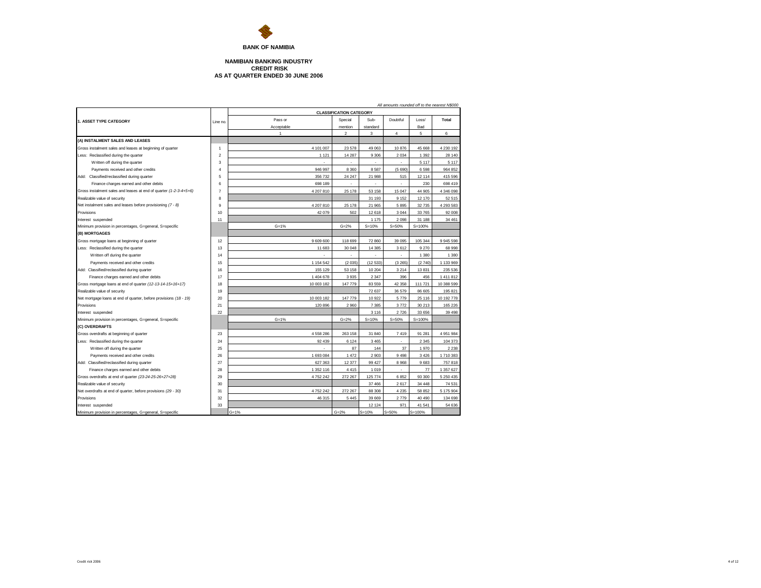**BANK OF NAMIBIA**

**NAMIBIAN BANKING INDUSTRY**
**CREDIT RISK**
**AS AT QUARTER ENDED 30 JUNE 2006**

*All amounts rounded off to the nearest N$000*

| 1. ASSET TYPE CATEGORY | Line no. | CLASSIFICATION CATEGORY | | | | | |
|---|---|---|---|---|---|---|---|
| | | Pass or Acceptable | Special mention | Sub-standard | Doubtful | Loss/ Bad | Total |
| | | 1 | 2 | 3 | 4 | 5 | 6 |
| **(A) INSTALMENT SALES AND LEASES** | | | | | | | |
| Gross instalment sales and leases at beginning of quarter | 1 | 4 101 007 | 23 578 | 49 063 | 10 876 | 45 668 | 4 230 192 |
| Less: Reclassified during the quarter | 2 | 1 121 | 14 287 | 9 306 | 2 034 | 1 392 | 28 140 |
| Written off during the quarter | 3 | - | - | - | - | 5 117 | 5 117 |
| Payments received and other credits | 4 | 946 997 | 8 360 | 8 587 | (5 690) | 6 598 | 964 852 |
| Add: Classified/reclassified during quarter | 5 | 356 732 | 24 247 | 21 988 | 515 | 12 114 | 415 596 |
| Finance charges earned and other debits | 6 | 698 189 | - | - | - | 230 | 698 419 |
| Gross instalment sales and leases at end of quarter *(1-2-3-4+5+6)* | 7 | 4 207 810 | 25 178 | 53 158 | 15 047 | 44 905 | 4 346 098 |
| Realizable value of security | 8 | | | 31 193 | 9 152 | 12 170 | 52 515 |
| Net instalment sales and leases before provisioning *(7 - 8)* | 9 | 4 207 810 | 25 178 | 21 965 | 5 895 | 32 735 | 4 293 583 |
| Provisions | 10 | 42 079 | 502 | 12 618 | 3 044 | 33 765 | 92 008 |
| Interest suspended | 11 | | | 1 175 | 2 098 | 31 188 | 34 461 |
| Minimum provision in percentages, G=general, S=specific | | G=1% | G=2% | S=10% | S=50% | S=100% | |
| **(B) MORTGAGES** | | | | | | | |
| Gross mortgage loans at beginning of quarter | 12 | 9 609 600 | 118 699 | 72 860 | 39 095 | 105 344 | 9 945 598 |
| Less: Reclassified during the quarter | 13 | 11 683 | 30 048 | 14 385 | 3 612 | 9 270 | 68 998 |
| Written off during the quarter | 14 | - | - | - | - | 1 380 | 1 380 |
| Payments received and other credits | 15 | 1 154 542 | (2 035) | (12 533) | (3 265) | (2 740) | 1 133 969 |
| Add: Classified/reclassified during quarter | 16 | 155 129 | 53 158 | 10 204 | 3 214 | 13 831 | 235 536 |
| Finance charges earned and other debits | 17 | 1 404 678 | 3 935 | 2 347 | 396 | 456 | 1 411 812 |
| Gross mortgage loans at end of quarter *(12-13-14-15+16+17)* | 18 | 10 003 182 | 147 779 | 83 559 | 42 358 | 111 721 | 10 388 599 |
| Realizable value of security | 19 | | | 72 637 | 36 579 | 86 605 | 195 821 |
| Net mortgage loans at end of quarter, before provisions *(18 - 19)* | 20 | 10 003 182 | 147 779 | 10 922 | 5 779 | 25 116 | 10 192 778 |
| Provisions | 21 | 120 896 | 2 960 | 7 385 | 3 772 | 30 213 | 165 226 |
| Interest suspended | 22 | | | 3 116 | 2 726 | 33 656 | 39 498 |
| Minimum provision in percentages, G=general, S=specific | | G=1% | G=2% | S=10% | S=50% | S=100% | |
| **(C) OVERDRAFTS** | | | | | | | |
| Gross overdrafts at beginning of quarter | 23 | 4 558 286 | 263 158 | 31 840 | 7 419 | 91 281 | 4 951 984 |
| Less: Reclassified during the quarter | 24 | 92 439 | 6 124 | 3 465 | - | 2 345 | 104 373 |
| Written off during the quarter | 25 | - | 87 | 144 | 37 | 1 970 | 2 238 |
| Payments received and other credits | 26 | 1 693 084 | 1 472 | 2 903 | 9 498 | 3 426 | 1 710 383 |
| Add: Classified/reclassified during quarter | 27 | 627 363 | 12 377 | 99 427 | 8 968 | 9 683 | 757 818 |
| Finance charges earned and other debits | 28 | 1 352 116 | 4 415 | 1 019 | - | 77 | 1 357 627 |
| Gross overdrafts at end of quarter *(23-24-25-26+27+28)* | 29 | 4 752 242 | 272 267 | 125 774 | 6 852 | 93 300 | 5 250 435 |
| Realizable value of security | 30 | | | 37 466 | 2 617 | 34 448 | 74 531 |
| Net overdrafts at end of quarter, before provisions *(29 - 30)* | 31 | 4 752 242 | 272 267 | 88 308 | 4 235 | 58 852 | 5 175 904 |
| Provisions | 32 | 46 315 | 5 445 | 39 669 | 2 779 | 40 490 | 134 698 |
| Interest suspended | 33 | | | 12 124 | 971 | 41 541 | 54 636 |
| Minimum provision in percentages, G=general, S=specific | | G=1% | G=2% | S=10% | S=50% | S=100% | |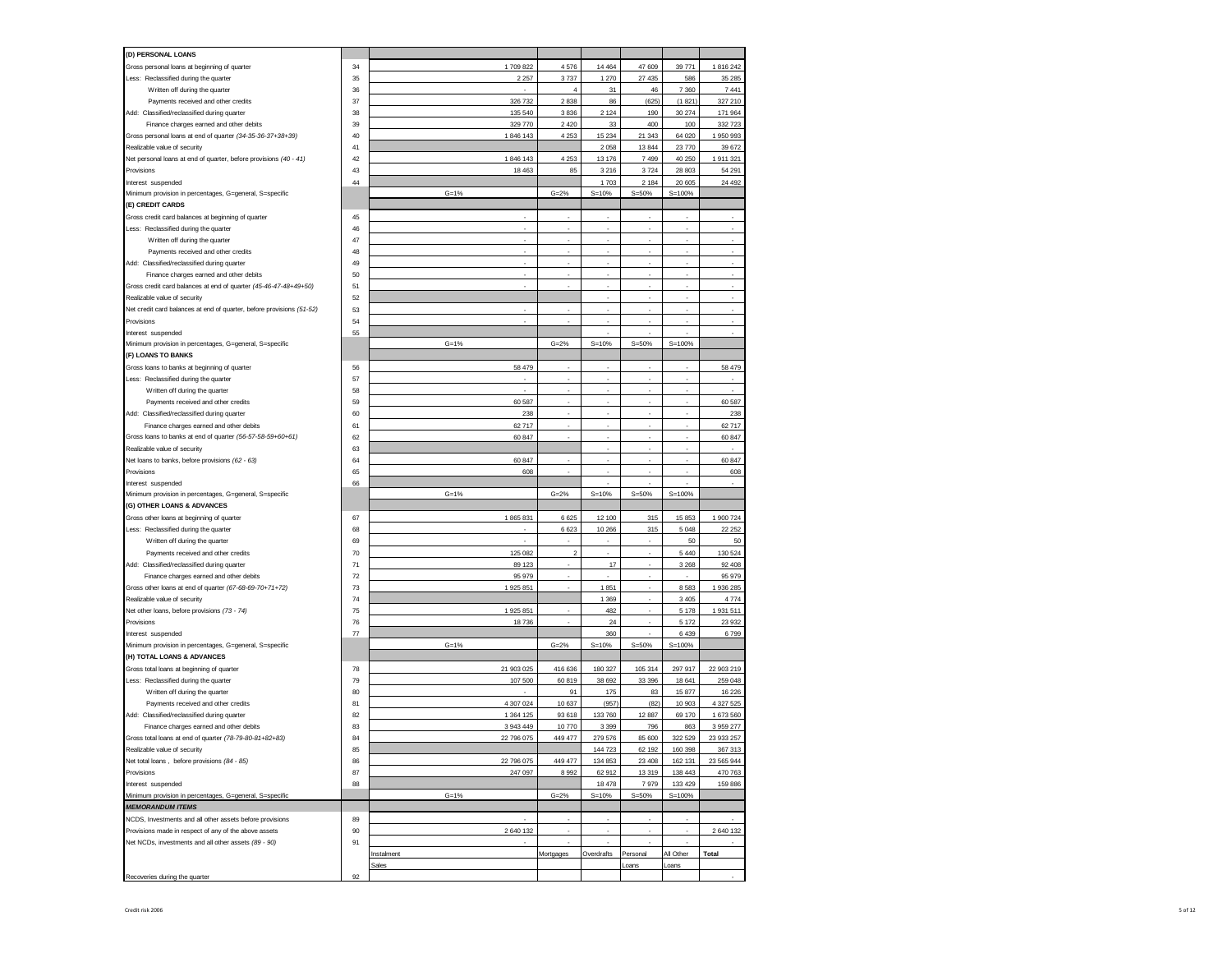| Description | Line | Instalment Sales | Mortgages | Overdrafts | Personal Loans | All Other Loans | Total |
|---|---|---|---|---|---|---|---|
| **(D) PERSONAL LOANS** | | | | | | | |
| Gross personal loans at beginning of quarter | 34 | 1 709 822 | 4 576 | 14 464 | 47 609 | 39 771 | 1 816 242 |
| Less: Reclassified during the quarter | 35 | 2 257 | 3 737 | 1 270 | 27 435 | 586 | 35 285 |
| Written off during the quarter | 36 | - | 4 | 31 | 46 | 7 360 | 7 441 |
| Payments received and other credits | 37 | 326 732 | 2 838 | 86 | (625) | (1 821) | 327 210 |
| Add: Classified/reclassified during quarter | 38 | 135 540 | 3 836 | 2 124 | 190 | 30 274 | 171 964 |
| Finance charges earned and other debits | 39 | 329 770 | 2 420 | 33 | 400 | 100 | 332 723 |
| Gross personal loans at end of quarter *(34-35-36-37+38+39)* | 40 | 1 846 143 | 4 253 | 15 234 | 21 343 | 64 020 | 1 950 993 |
| Realizable value of security | 41 | | | 2 058 | 13 844 | 23 770 | 39 672 |
| Net personal loans at end of quarter, before provisions *(40 - 41)* | 42 | 1 846 143 | 4 253 | 13 176 | 7 499 | 40 250 | 1 911 321 |
| Provisions | 43 | 18 463 | 85 | 3 216 | 3 724 | 28 803 | 54 291 |
| Interest suspended | 44 | | | 1 703 | 2 184 | 20 605 | 24 492 |
| Minimum provision in percentages, G=general, S=specific | | G=1% | G=2% | S=10% | S=50% | S=100% | |
| **(E) CREDIT CARDS** | | | | | | | |
| Gross credit card balances at beginning of quarter | 45 | - | - | - | - | - | - |
| Less: Reclassified during the quarter | 46 | - | - | - | - | - | - |
| Written off during the quarter | 47 | - | - | - | - | - | - |
| Payments received and other credits | 48 | - | - | - | - | - | - |
| Add: Classified/reclassified during quarter | 49 | - | - | - | - | - | - |
| Finance charges earned and other debits | 50 | - | - | - | - | - | - |
| Gross credit card balances at end of quarter *(45-46-47-48+49+50)* | 51 | - | - | - | - | - | - |
| Realizable value of security | 52 | | | - | - | - | - |
| Net credit card balances at end of quarter, before provisions *(51-52)* | 53 | - | - | - | - | - | - |
| Provisions | 54 | - | - | - | - | - | - |
| Interest suspended | 55 | | | - | - | - | - |
| Minimum provision in percentages, G=general, S=specific | | G=1% | G=2% | S=10% | S=50% | S=100% | |
| **(F) LOANS TO BANKS** | | | | | | | |
| Gross loans to banks at beginning of quarter | 56 | 58 479 | - | - | - | - | 58 479 |
| Less: Reclassified during the quarter | 57 | - | - | - | - | - | - |
| Written off during the quarter | 58 | - | - | - | - | - | - |
| Payments received and other credits | 59 | 60 587 | - | - | - | - | 60 587 |
| Add: Classified/reclassified during quarter | 60 | 238 | - | - | - | - | 238 |
| Finance charges earned and other debits | 61 | 62 717 | - | - | - | - | 62 717 |
| Gross loans to banks at end of quarter *(56-57-58-59+60+61)* | 62 | 60 847 | - | - | - | - | 60 847 |
| Realizable value of security | 63 | | | - | - | - | - |
| Net loans to banks, before provisions *(62 - 63)* | 64 | 60 847 | - | - | - | - | 60 847 |
| Provisions | 65 | 608 | - | - | - | - | 608 |
| Interest suspended | 66 | | | - | - | - | - |
| Minimum provision in percentages, G=general, S=specific | | G=1% | G=2% | S=10% | S=50% | S=100% | |
| **(G) OTHER LOANS & ADVANCES** | | | | | | | |
| Gross other loans at beginning of quarter | 67 | 1 865 831 | 6 625 | 12 100 | 315 | 15 853 | 1 900 724 |
| Less: Reclassified during the quarter | 68 | - | 6 623 | 10 266 | 315 | 5 048 | 22 252 |
| Written off during the quarter | 69 | - | - | - | - | 50 | 50 |
| Payments received and other credits | 70 | 125 082 | 2 | - | - | 5 440 | 130 524 |
| Add: Classified/reclassified during quarter | 71 | 89 123 | - | 17 | - | 3 268 | 92 408 |
| Finance charges earned and other debits | 72 | 95 979 | - | - | - | - | 95 979 |
| Gross other loans at end of quarter *(67-68-69-70+71+72)* | 73 | 1 925 851 | - | 1 851 | - | 8 583 | 1 936 285 |
| Realizable value of security | 74 | | | 1 369 | - | 3 405 | 4 774 |
| Net other loans, before provisions *(73 - 74)* | 75 | 1 925 851 | - | 482 | - | 5 178 | 1 931 511 |
| Provisions | 76 | 18 736 | - | 24 | - | 5 172 | 23 932 |
| Interest suspended | 77 | | | 360 | - | 6 439 | 6 799 |
| Minimum provision in percentages, G=general, S=specific | | G=1% | G=2% | S=10% | S=50% | S=100% | |
| **(H) TOTAL LOANS & ADVANCES** | | | | | | | |
| Gross total loans at beginning of quarter | 78 | 21 903 025 | 416 636 | 180 327 | 105 314 | 297 917 | 22 903 219 |
| Less: Reclassified during the quarter | 79 | 107 500 | 60 819 | 38 692 | 33 396 | 18 641 | 259 048 |
| Written off during the quarter | 80 | - | 91 | 175 | 83 | 15 877 | 16 226 |
| Payments received and other credits | 81 | 4 307 024 | 10 637 | (957) | (82) | 10 903 | 4 327 525 |
| Add: Classified/reclassified during quarter | 82 | 1 364 125 | 93 618 | 133 760 | 12 887 | 69 170 | 1 673 560 |
| Finance charges earned and other debits | 83 | 3 943 449 | 10 770 | 3 399 | 796 | 863 | 3 959 277 |
| Gross total loans at end of quarter *(78-79-80-81+82+83)* | 84 | 22 796 075 | 449 477 | 279 576 | 85 600 | 322 529 | 23 933 257 |
| Realizable value of security | 85 | | | 144 723 | 62 192 | 160 398 | 367 313 |
| Net total loans , before provisions *(84 - 85)* | 86 | 22 796 075 | 449 477 | 134 853 | 23 408 | 162 131 | 23 565 944 |
| Provisions | 87 | 247 097 | 8 992 | 62 912 | 13 319 | 138 443 | 470 763 |
| Interest suspended | 88 | | | 18 478 | 7 979 | 133 429 | 159 886 |
| Minimum provision in percentages, G=general, S=specific | | G=1% | G=2% | S=10% | S=50% | S=100% | |
| ***MEMORANDUM ITEMS*** | | | | | | | |
| NCDS, Investments and all other assets before provisions | 89 | - | - | - | - | - | - |
| Provisions made in respect of any of the above assets | 90 | 2 640 132 | - | - | - | - | 2 640 132 |
| Net NCDs, investments and all other assets *(89 - 90)* | 91 | - | - | - | - | - | - |
| | | Instalment Sales | Mortgages | Overdrafts | Personal Loans | All Other Loans | **Total** |
| Recoveries during the quarter | 92 | | | | | | - |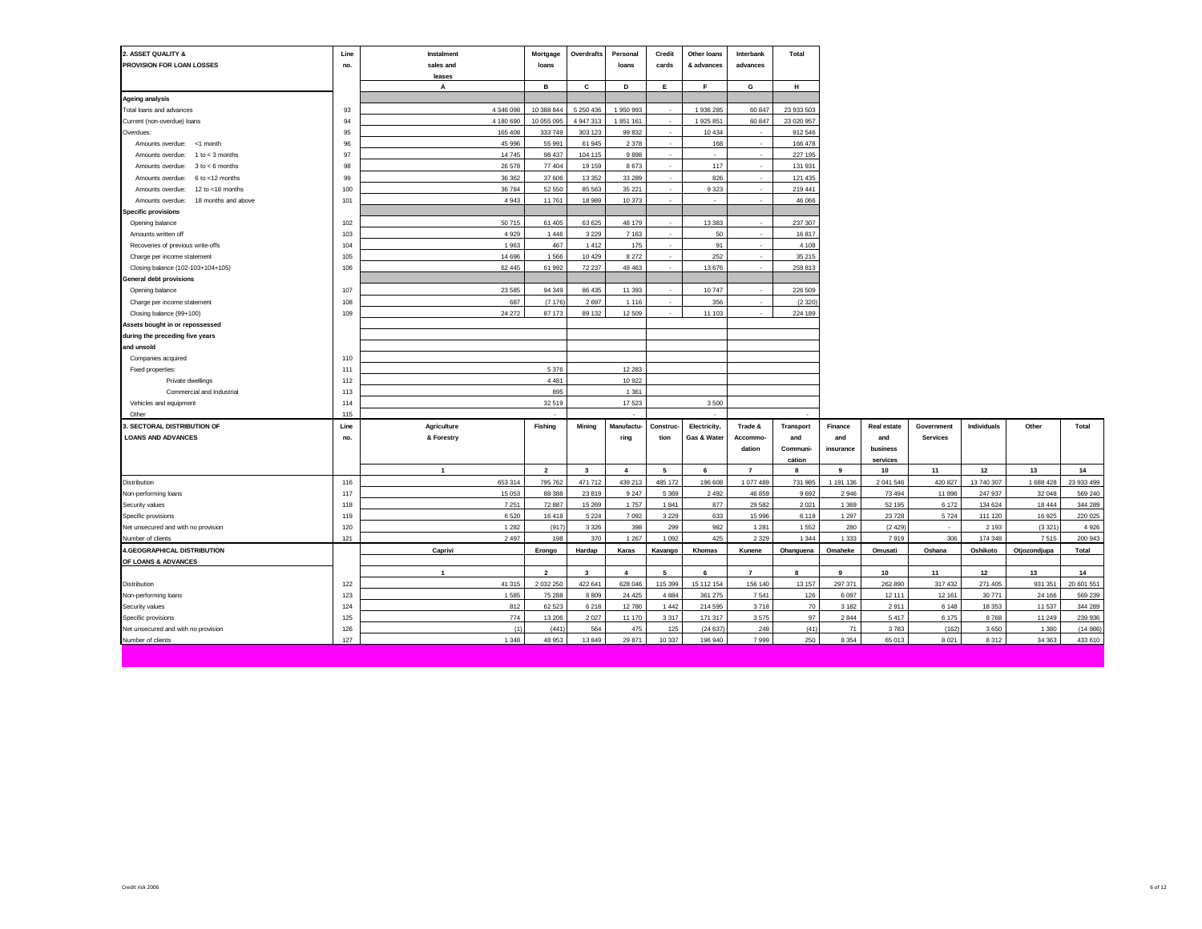## 2. ASSET QUALITY & PROVISION FOR LOAN LOSSES

| 2. ASSET QUALITY & PROVISION FOR LOAN LOSSES | Line no. | Instalment sales and leases | Mortgage loans | Overdrafts | Personal loans | Credit cards | Other loans & advances | Interbank advances | Total |
|---|---|---|---|---|---|---|---|---|---|
| | | A | B | C | D | E | F | G | H |
| **Ageing analysis** | | | | | | | | | |
| Total loans and advances | 93 | 4 346 098 | 10 388 844 | 5 250 436 | 1 950 993 | - | 1 936 285 | 60 847 | 23 933 503 |
| Current (non-overdue) loans | 94 | 4 180 690 | 10 055 095 | 4 947 313 | 1 851 161 | - | 1 925 851 | 60 847 | 23 020 957 |
| Overdues: | 95 | 165 408 | 333 749 | 303 123 | 99 832 | - | 10 434 | - | 912 546 |
| Amounts overdue: <1 month | 96 | 45 996 | 55 991 | 61 945 | 2 378 | - | 168 | - | 166 478 |
| Amounts overdue: 1 to < 3 months | 97 | 14 745 | 98 437 | 104 115 | 9 898 | - | - | - | 227 195 |
| Amounts overdue: 3 to < 6 months | 98 | 26 578 | 77 404 | 19 159 | 8 673 | - | 117 | - | 131 931 |
| Amounts overdue: 6 to <12 months | 99 | 36 362 | 37 606 | 13 352 | 33 289 | - | 826 | - | 121 435 |
| Amounts overdue: 12 to <18 months | 100 | 36 784 | 52 550 | 85 563 | 35 221 | - | 9 323 | - | 219 441 |
| Amounts overdue: 18 months and above | 101 | 4 943 | 11 761 | 18 989 | 10 373 | - | - | - | 46 066 |
| **Specific provisions** | | | | | | | | | |
| Opening balance | 102 | 50 715 | 61 405 | 63 625 | 48 179 | - | 13 383 | - | 237 307 |
| Amounts written off | 103 | 4 929 | 1 446 | 3 229 | 7 163 | - | 50 | - | 16 817 |
| Recoveries of previous write-offs | 104 | 1 963 | 467 | 1 412 | 175 | - | 91 | - | 4 108 |
| Charge per income statement | 105 | 14 696 | 1 566 | 10 429 | 8 272 | - | 252 | - | 35 215 |
| Closing balance (102-103+104+105) | 106 | 62 445 | 61 992 | 72 237 | 49 463 | - | 13 676 | - | 259 813 |
| **General debt provisions** | | | | | | | | | |
| Opening balance | 107 | 23 585 | 94 349 | 86 435 | 11 393 | - | 10 747 | - | 226 509 |
| Charge per income statement | 108 | 687 | (7 176) | 2 697 | 1 116 | - | 356 | - | (2 320) |
| Closing balance (99+100) | 109 | 24 272 | 87 173 | 89 132 | 12 509 | - | 11 103 | - | 224 189 |
| **Assets bought in or repossessed during the preceding five years and unsold** | | | | | | | | | |
| Companies acquired | 110 | | | | | | | | |
| Fixed properties: | 111 | | 5 376 | | 12 283 | | | | |
| Private dwellings | 112 | | 4 481 | | 10 922 | | | | |
| Commercial and Industrial | 113 | | 895 | | 1 361 | | | | |
| Vehicles and equipment | 114 | | 32 519 | | 17 523 | | 3 500 | | |
| Other | 115 | | | | - | | | | - |

## 3. SECTORAL DISTRIBUTION OF LOANS AND ADVANCES

| 3. SECTORAL DISTRIBUTION OF LOANS AND ADVANCES | Line no. | Agriculture & Forestry | Fishing | Mining | Manufacturing | Construction | Electricity, Gas & Water | Trade & Accommodation | Transport and Communication | Finance and insurance | Real estate and business services | Government Services | Individuals | Other | Total |
|---|---|---|---|---|---|---|---|---|---|---|---|---|---|---|---|
| | | 1 | 2 | 3 | 4 | 5 | 6 | 7 | 8 | 9 | 10 | 11 | 12 | 13 | 14 |
| Distribution | 116 | 653 314 | 795 762 | 471 712 | 439 213 | 485 172 | 196 608 | 1 077 489 | 731 985 | 1 191 136 | 2 041 546 | 420 827 | 13 740 307 | 1 688 428 | 23 933 499 |
| Non-performing loans | 117 | 15 053 | 88 388 | 23 819 | 9 247 | 5 369 | 2 492 | 46 859 | 9 692 | 2 946 | 73 494 | 11 896 | 247 937 | 32 048 | 569 240 |
| Security values | 118 | 7 251 | 72 887 | 15 269 | 1 757 | 1 841 | 877 | 29 582 | 2 021 | 1 369 | 52 195 | 6 172 | 134 624 | 18 444 | 344 289 |
| Specific provisions | 119 | 6 520 | 16 418 | 5 224 | 7 092 | 3 229 | 633 | 15 996 | 6 119 | 1 297 | 23 728 | 5 724 | 111 120 | 16 925 | 220 025 |
| Net unsecured and with no provision | 120 | 1 282 | (917) | 3 326 | 398 | 299 | 982 | 1 281 | 1 552 | 280 | (2 429) | - | 2 193 | (3 321) | 4 926 |
| Number of clients | 121 | 2 497 | 198 | 370 | 1 267 | 1 092 | 425 | 2 329 | 1 344 | 1 333 | 7 919 | 306 | 174 348 | 7 515 | 200 943 |

## 4. GEOGRAPHICAL DISTRIBUTION OF LOANS & ADVANCES

| 4. GEOGRAPHICAL DISTRIBUTION OF LOANS & ADVANCES | | Caprivi | Erongo | Hardap | Karas | Kavango | Khomas | Kunene | Ohanguena | Omaheke | Omusati | Oshana | Oshikoto | Otjozondjupa | Total |
|---|---|---|---|---|---|---|---|---|---|---|---|---|---|---|---|
| | | 1 | 2 | 3 | 4 | 5 | 6 | 7 | 8 | 9 | 10 | 11 | 12 | 13 | 14 |
| Distribution | 122 | 41 315 | 2 032 250 | 422 641 | 628 046 | 115 399 | 15 112 154 | 156 140 | 13 157 | 297 371 | 262 890 | 317 432 | 271 405 | 931 351 | 20 601 551 |
| Non-performing loans | 123 | 1 585 | 75 288 | 8 809 | 24 425 | 4 884 | 361 275 | 7 541 | 126 | 6 097 | 12 111 | 12 161 | 30 771 | 24 166 | 569 239 |
| Security values | 124 | 812 | 62 523 | 6 218 | 12 780 | 1 442 | 214 595 | 3 718 | 70 | 3 182 | 2 911 | 6 148 | 18 353 | 11 537 | 344 289 |
| Specific provisions | 125 | 774 | 13 206 | 2 027 | 11 170 | 3 317 | 171 317 | 3 575 | 97 | 2 844 | 5 417 | 6 175 | 8 768 | 11 249 | 239 936 |
| Net unsecured and with no provision | 126 | (1) | (441) | 564 | 475 | 125 | (24 637) | 248 | (41) | 71 | 3 783 | (162) | 3 650 | 1 380 | (14 986) |
| Number of clients | 127 | 1 348 | 48 953 | 13 849 | 29 871 | 10 337 | 196 940 | 7 999 | 250 | 8 354 | 65 013 | 8 021 | 8 312 | 34 363 | 433 610 |

Credit risk 2006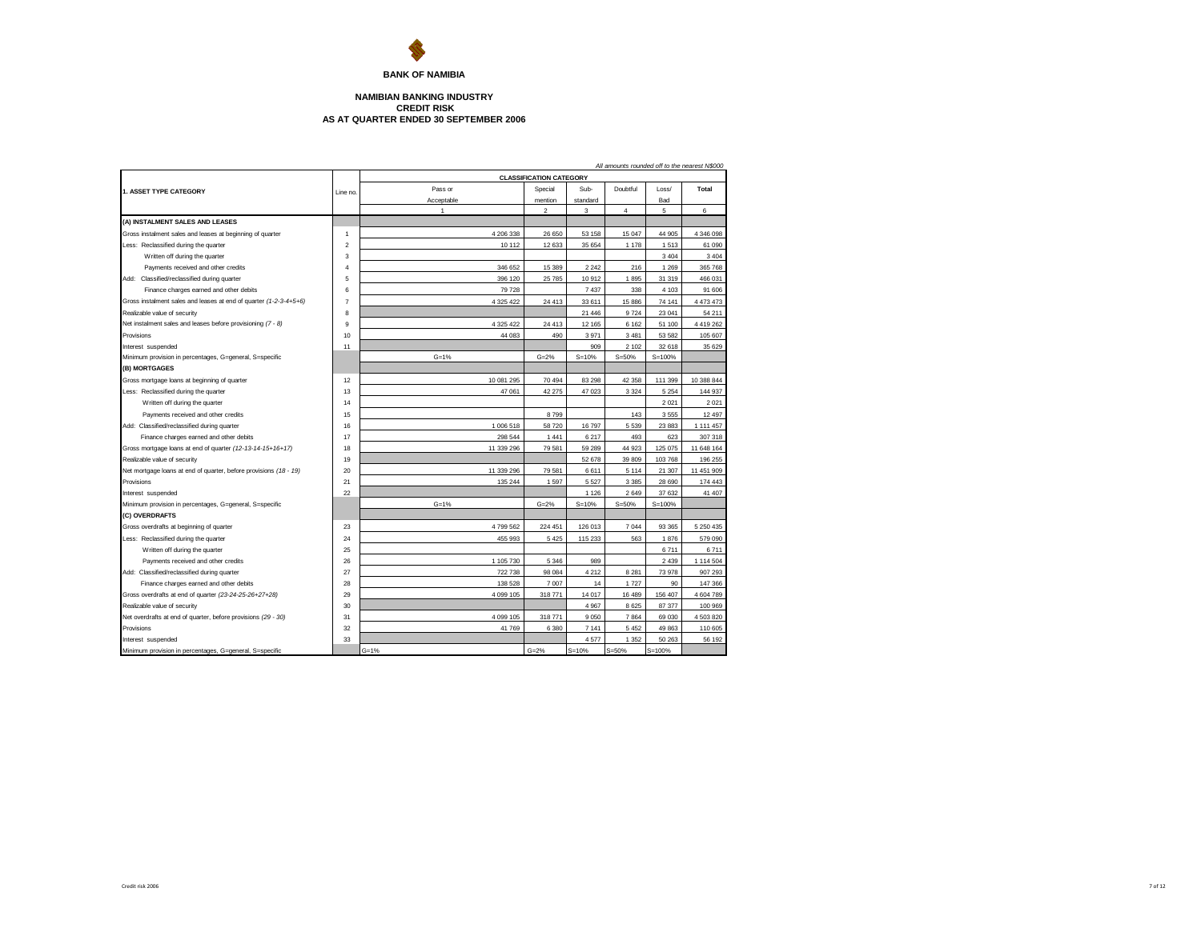**BANK OF NAMIBIA**

**NAMIBIAN BANKING INDUSTRY**
**CREDIT RISK**
**AS AT QUARTER ENDED 30 SEPTEMBER 2006**

*All amounts rounded off to the nearest N$000*

| 1. ASSET TYPE CATEGORY | Line no. | CLASSIFICATION CATEGORY | | | | | |
|---|---|---|---|---|---|---|---|
| | | Pass or Acceptable | Special mention | Sub-standard | Doubtful | Loss/ Bad | Total |
| | | 1 | 2 | 3 | 4 | 5 | 6 |
| **(A) INSTALMENT SALES AND LEASES** | | | | | | | |
| Gross instalment sales and leases at beginning of quarter | 1 | 4 206 338 | 26 650 | 53 158 | 15 047 | 44 905 | 4 346 098 |
| Less: Reclassified during the quarter | 2 | 10 112 | 12 633 | 35 654 | 1 178 | 1 513 | 61 090 |
| Written off during the quarter | 3 | | | | | 3 404 | 3 404 |
| Payments received and other credits | 4 | 346 652 | 15 389 | 2 242 | 216 | 1 269 | 365 768 |
| Add: Classified/reclassified during quarter | 5 | 396 120 | 25 785 | 10 912 | 1 895 | 31 319 | 466 031 |
| Finance charges earned and other debits | 6 | 79 728 | | 7 437 | 338 | 4 103 | 91 606 |
| Gross instalment sales and leases at end of quarter *(1-2-3-4+5+6)* | 7 | 4 325 422 | 24 413 | 33 611 | 15 886 | 74 141 | 4 473 473 |
| Realizable value of security | 8 | | | 21 446 | 9 724 | 23 041 | 54 211 |
| Net instalment sales and leases before provisioning *(7 - 8)* | 9 | 4 325 422 | 24 413 | 12 165 | 6 162 | 51 100 | 4 419 262 |
| Provisions | 10 | 44 083 | 490 | 3 971 | 3 481 | 53 582 | 105 607 |
| Interest suspended | 11 | | | 909 | 2 102 | 32 618 | 35 629 |
| Minimum provision in percentages, G=general, S=specific | | G=1% | G=2% | S=10% | S=50% | S=100% | |
| **(B) MORTGAGES** | | | | | | | |
| Gross mortgage loans at beginning of quarter | 12 | 10 081 295 | 70 494 | 83 298 | 42 358 | 111 399 | 10 388 844 |
| Less: Reclassified during the quarter | 13 | 47 061 | 42 275 | 47 023 | 3 324 | 5 254 | 144 937 |
| Written off during the quarter | 14 | | | | | 2 021 | 2 021 |
| Payments received and other credits | 15 | | 8 799 | | 143 | 3 555 | 12 497 |
| Add: Classified/reclassified during quarter | 16 | 1 006 518 | 58 720 | 16 797 | 5 539 | 23 883 | 1 111 457 |
| Finance charges earned and other debits | 17 | 298 544 | 1 441 | 6 217 | 493 | 623 | 307 318 |
| Gross mortgage loans at end of quarter *(12-13-14-15+16+17)* | 18 | 11 339 296 | 79 581 | 59 289 | 44 923 | 125 075 | 11 648 164 |
| Realizable value of security | 19 | | | 52 678 | 39 809 | 103 768 | 196 255 |
| Net mortgage loans at end of quarter, before provisions *(18 - 19)* | 20 | 11 339 296 | 79 581 | 6 611 | 5 114 | 21 307 | 11 451 909 |
| Provisions | 21 | 135 244 | 1 597 | 5 527 | 3 385 | 28 690 | 174 443 |
| Interest suspended | 22 | | | 1 126 | 2 649 | 37 632 | 41 407 |
| Minimum provision in percentages, G=general, S=specific | | G=1% | G=2% | S=10% | S=50% | S=100% | |
| **(C) OVERDRAFTS** | | | | | | | |
| Gross overdrafts at beginning of quarter | 23 | 4 799 562 | 224 451 | 126 013 | 7 044 | 93 365 | 5 250 435 |
| Less: Reclassified during the quarter | 24 | 455 993 | 5 425 | 115 233 | 563 | 1 876 | 579 090 |
| Written off during the quarter | 25 | | | | | 6 711 | 6 711 |
| Payments received and other credits | 26 | 1 105 730 | 5 346 | 989 | | 2 439 | 1 114 504 |
| Add: Classified/reclassified during quarter | 27 | 722 738 | 98 084 | 4 212 | 8 281 | 73 978 | 907 293 |
| Finance charges earned and other debits | 28 | 138 528 | 7 007 | 14 | 1 727 | 90 | 147 366 |
| Gross overdrafts at end of quarter *(23-24-25-26+27+28)* | 29 | 4 099 105 | 318 771 | 14 017 | 16 489 | 156 407 | 4 604 789 |
| Realizable value of security | 30 | | | 4 967 | 8 625 | 87 377 | 100 969 |
| Net overdrafts at end of quarter, before provisions *(29 - 30)* | 31 | 4 099 105 | 318 771 | 9 050 | 7 864 | 69 030 | 4 503 820 |
| Provisions | 32 | 41 769 | 6 380 | 7 141 | 5 452 | 49 863 | 110 605 |
| Interest suspended | 33 | | | 4 577 | 1 352 | 50 263 | 56 192 |
| Minimum provision in percentages, G=general, S=specific | | G=1% | G=2% | S=10% | S=50% | S=100% | |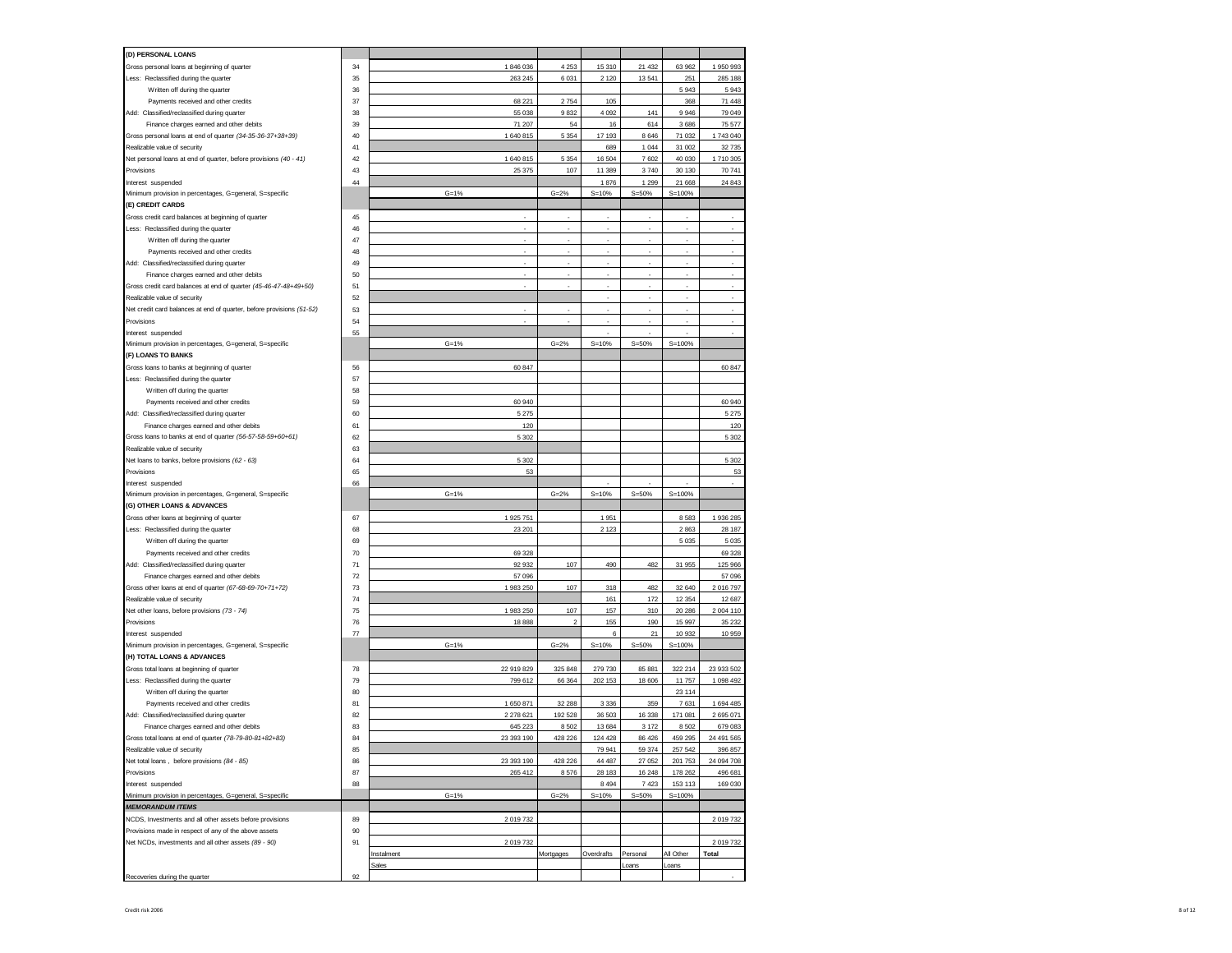| | | | | | | | |
|---|---|---|---|---|---|---|---|
| **(D) PERSONAL LOANS** | | | | | | | |
| Gross personal loans at beginning of quarter | 34 | 1 846 036 | 4 253 | 15 310 | 21 432 | 63 962 | 1 950 993 |
| Less: Reclassified during the quarter | 35 | 263 245 | 6 031 | 2 120 | 13 541 | 251 | 285 188 |
| Written off during the quarter | 36 | | | | | 5 943 | 5 943 |
| Payments received and other credits | 37 | 68 221 | 2 754 | 105 | | 368 | 71 448 |
| Add: Classified/reclassified during quarter | 38 | 55 038 | 9 832 | 4 092 | 141 | 9 946 | 79 049 |
| Finance charges earned and other debits | 39 | 71 207 | 54 | 16 | 614 | 3 686 | 75 577 |
| Gross personal loans at end of quarter *(34-35-36-37+38+39)* | 40 | 1 640 815 | 5 354 | 17 193 | 8 646 | 71 032 | 1 743 040 |
| Realizable value of security | 41 | | | 689 | 1 044 | 31 002 | 32 735 |
| Net personal loans at end of quarter, before provisions *(40 - 41)* | 42 | 1 640 815 | 5 354 | 16 504 | 7 602 | 40 030 | 1 710 305 |
| Provisions | 43 | 25 375 | 107 | 11 389 | 3 740 | 30 130 | 70 741 |
| Interest suspended | 44 | | | 1 876 | 1 299 | 21 668 | 24 843 |
| Minimum provision in percentages, G=general, S=specific | | G=1% | G=2% | S=10% | S=50% | S=100% | |
| **(E) CREDIT CARDS** | | | | | | | |
| Gross credit card balances at beginning of quarter | 45 | - | - | - | - | - | - |
| Less: Reclassified during the quarter | 46 | - | - | - | - | - | - |
| Written off during the quarter | 47 | - | - | - | - | - | - |
| Payments received and other credits | 48 | - | - | - | - | - | - |
| Add: Classified/reclassified during quarter | 49 | - | - | - | - | - | - |
| Finance charges earned and other debits | 50 | - | - | - | - | - | - |
| Gross credit card balances at end of quarter *(45-46-47-48+49+50)* | 51 | - | - | - | - | - | - |
| Realizable value of security | 52 | | | - | - | - | - |
| Net credit card balances at end of quarter, before provisions *(51-52)* | 53 | - | - | - | - | - | - |
| Provisions | 54 | - | - | - | - | - | - |
| Interest suspended | 55 | | | - | - | - | - |
| Minimum provision in percentages, G=general, S=specific | | G=1% | G=2% | S=10% | S=50% | S=100% | |
| **(F) LOANS TO BANKS** | | | | | | | |
| Gross loans to banks at beginning of quarter | 56 | 60 847 | | | | | 60 847 |
| Less: Reclassified during the quarter | 57 | | | | | | |
| Written off during the quarter | 58 | | | | | | |
| Payments received and other credits | 59 | 60 940 | | | | | 60 940 |
| Add: Classified/reclassified during quarter | 60 | 5 275 | | | | | 5 275 |
| Finance charges earned and other debits | 61 | 120 | | | | | 120 |
| Gross loans to banks at end of quarter *(56-57-58-59+60+61)* | 62 | 5 302 | | | | | 5 302 |
| Realizable value of security | 63 | | | | | | |
| Net loans to banks, before provisions *(62 - 63)* | 64 | 5 302 | | | | | 5 302 |
| Provisions | 65 | 53 | | | | | 53 |
| Interest suspended | 66 | | | - | - | - | - |
| Minimum provision in percentages, G=general, S=specific | | G=1% | G=2% | S=10% | S=50% | S=100% | |
| **(G) OTHER LOANS & ADVANCES** | | | | | | | |
| Gross other loans at beginning of quarter | 67 | 1 925 751 | | 1 951 | | 8 583 | 1 936 285 |
| Less: Reclassified during the quarter | 68 | 23 201 | | 2 123 | | 2 863 | 28 187 |
| Written off during the quarter | 69 | | | | | 5 035 | 5 035 |
| Payments received and other credits | 70 | 69 328 | | | | | 69 328 |
| Add: Classified/reclassified during quarter | 71 | 92 932 | 107 | 490 | 482 | 31 955 | 125 966 |
| Finance charges earned and other debits | 72 | 57 096 | | | | | 57 096 |
| Gross other loans at end of quarter *(67-68-69-70+71+72)* | 73 | 1 983 250 | 107 | 318 | 482 | 32 640 | 2 016 797 |
| Realizable value of security | 74 | | | 161 | 172 | 12 354 | 12 687 |
| Net other loans, before provisions *(73 - 74)* | 75 | 1 983 250 | 107 | 157 | 310 | 20 286 | 2 004 110 |
| Provisions | 76 | 18 888 | 2 | 155 | 190 | 15 997 | 35 232 |
| Interest suspended | 77 | | | 6 | 21 | 10 932 | 10 959 |
| Minimum provision in percentages, G=general, S=specific | | G=1% | G=2% | S=10% | S=50% | S=100% | |
| **(H) TOTAL LOANS & ADVANCES** | | | | | | | |
| Gross total loans at beginning of quarter | 78 | 22 919 829 | 325 848 | 279 730 | 85 881 | 322 214 | 23 933 502 |
| Less: Reclassified during the quarter | 79 | 799 612 | 66 364 | 202 153 | 18 606 | 11 757 | 1 098 492 |
| Written off during the quarter | 80 | | | | | 23 114 | |
| Payments received and other credits | 81 | 1 650 871 | 32 288 | 3 336 | 359 | 7 631 | 1 694 485 |
| Add: Classified/reclassified during quarter | 82 | 2 278 621 | 192 528 | 36 503 | 16 338 | 171 081 | 2 695 071 |
| Finance charges earned and other debits | 83 | 645 223 | 8 502 | 13 684 | 3 172 | 8 502 | 679 083 |
| Gross total loans at end of quarter *(78-79-80-81+82+83)* | 84 | 23 393 190 | 428 226 | 124 428 | 86 426 | 459 295 | 24 491 565 |
| Realizable value of security | 85 | | | 79 941 | 59 374 | 257 542 | 396 857 |
| Net total loans , before provisions *(84 - 85)* | 86 | 23 393 190 | 428 226 | 44 487 | 27 052 | 201 753 | 24 094 708 |
| Provisions | 87 | 265 412 | 8 576 | 28 183 | 16 248 | 178 262 | 496 681 |
| Interest suspended | 88 | | | 8 494 | 7 423 | 153 113 | 169 030 |
| Minimum provision in percentages, G=general, S=specific | | G=1% | G=2% | S=10% | S=50% | S=100% | |
| ***MEMORANDUM ITEMS*** | | | | | | | |
| NCDS, Investments and all other assets before provisions | 89 | 2 019 732 | | | | | 2 019 732 |
| Provisions made in respect of any of the above assets | 90 | | | | | | |
| Net NCDs, investments and all other assets *(89 - 90)* | 91 | 2 019 732 | | | | | 2 019 732 |
| | | Instalment Sales | Mortgages | Overdrafts | Personal Loans | All Other Loans | **Total** |
| Recoveries during the quarter | 92 | | | | | | - |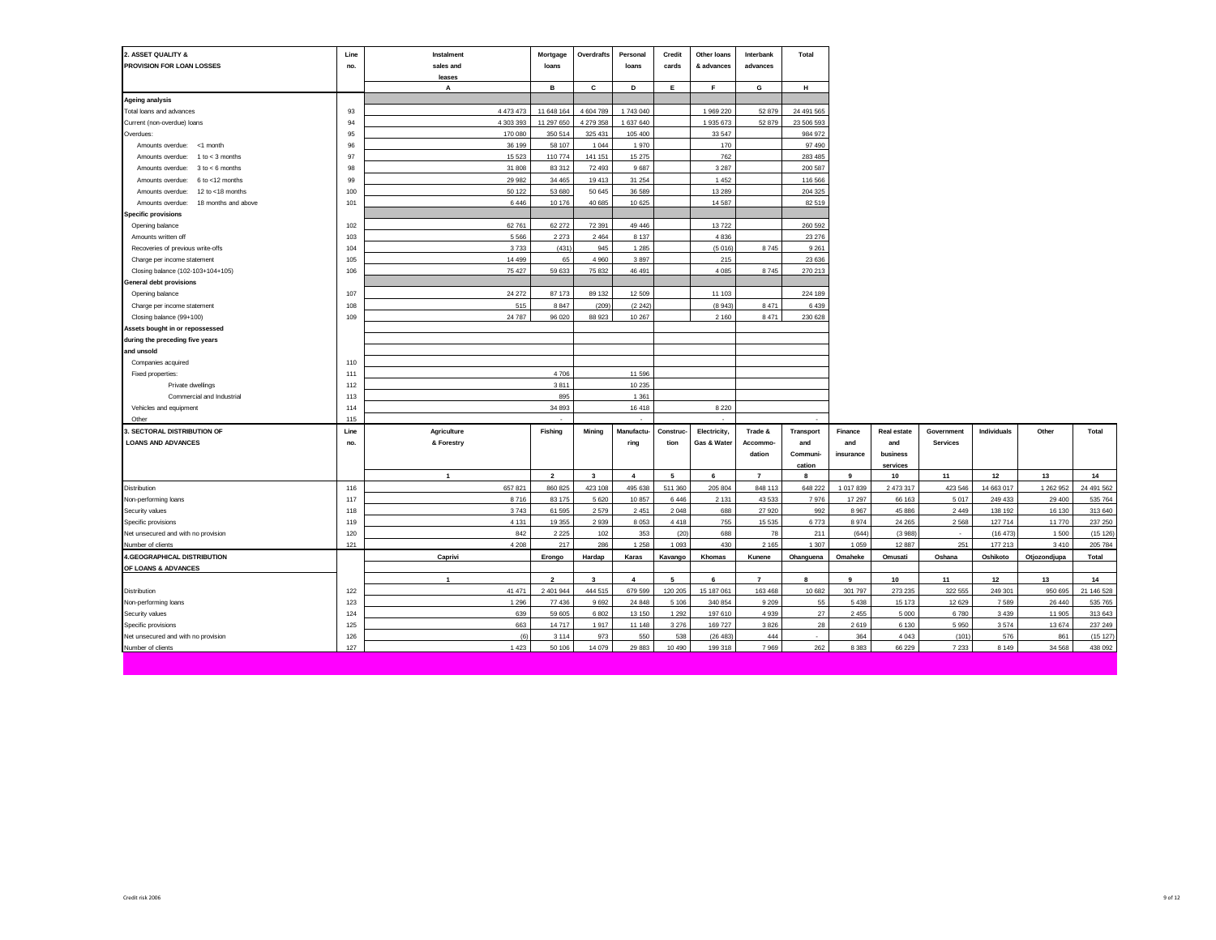## 2. ASSET QUALITY & PROVISION FOR LOAN LOSSES

| 2. ASSET QUALITY & PROVISION FOR LOAN LOSSES | Line no. | Instalment sales and leases | Mortgage loans | Overdrafts | Personal loans | Credit cards | Other loans & advances | Interbank advances | Total |
|---|---|---|---|---|---|---|---|---|---|
| | | A | B | C | D | E | F | G | H |
| **Ageing analysis** | | | | | | | | | |
| Total loans and advances | 93 | 4 473 473 | 11 648 164 | 4 604 789 | 1 743 040 | | 1 969 220 | 52 879 | 24 491 565 |
| Current (non-overdue) loans | 94 | 4 303 393 | 11 297 650 | 4 279 358 | 1 637 640 | | 1 935 673 | 52 879 | 23 506 593 |
| Overdues: | 95 | 170 080 | 350 514 | 325 431 | 105 400 | | 33 547 | | 984 972 |
| Amounts overdue: <1 month | 96 | 36 199 | 58 107 | 1 044 | 1 970 | | 170 | | 97 490 |
| Amounts overdue: 1 to < 3 months | 97 | 15 523 | 110 774 | 141 151 | 15 275 | | 762 | | 283 485 |
| Amounts overdue: 3 to < 6 months | 98 | 31 808 | 83 312 | 72 493 | 9 687 | | 3 287 | | 200 587 |
| Amounts overdue: 6 to <12 months | 99 | 29 982 | 34 465 | 19 413 | 31 254 | | 1 452 | | 116 566 |
| Amounts overdue: 12 to <18 months | 100 | 50 122 | 53 680 | 50 645 | 36 589 | | 13 289 | | 204 325 |
| Amounts overdue: 18 months and above | 101 | 6 446 | 10 176 | 40 685 | 10 625 | | 14 587 | | 82 519 |
| **Specific provisions** | | | | | | | | | |
| Opening balance | 102 | 62 761 | 62 272 | 72 391 | 49 446 | | 13 722 | | 260 592 |
| Amounts written off | 103 | 5 566 | 2 273 | 2 464 | 8 137 | | 4 836 | | 23 276 |
| Recoveries of previous write-offs | 104 | 3 733 | (431) | 945 | 1 285 | | (5 016) | 8 745 | 9 261 |
| Charge per income statement | 105 | 14 499 | 65 | 4 960 | 3 897 | | 215 | | 23 636 |
| Closing balance (102-103+104+105) | 106 | 75 427 | 59 633 | 75 832 | 46 491 | | 4 085 | 8 745 | 270 213 |
| **General debt provisions** | | | | | | | | | |
| Opening balance | 107 | 24 272 | 87 173 | 89 132 | 12 509 | | 11 103 | | 224 189 |
| Charge per income statement | 108 | 515 | 8 847 | (209) | (2 242) | | (8 943) | 8 471 | 6 439 |
| Closing balance (99+100) | 109 | 24 787 | 96 020 | 88 923 | 10 267 | | 2 160 | 8 471 | 230 628 |
| **Assets bought in or repossessed during the preceding five years and unsold** | | | | | | | | | |
| Companies acquired | 110 | | | | | | | | |
| Fixed properties: | 111 | | 4 706 | | 11 596 | | | | |
| Private dwellings | 112 | | 3 811 | | 10 235 | | | | |
| Commercial and Industrial | 113 | | 895 | | 1 361 | | | | |
| Vehicles and equipment | 114 | | 34 893 | | 16 418 | | 8 220 | | |
| Other | 115 | | | | - | | | | - |

## 3. SECTORAL DISTRIBUTION OF LOANS AND ADVANCES

| 3. SECTORAL DISTRIBUTION OF LOANS AND ADVANCES | Line no. | Agriculture & Forestry | Fishing | Mining | Manufacturing | Construction | Electricity, Gas & Water | Trade & Accommodation | Transport and Communication | Finance and insurance | Real estate and business services | Government Services | Individuals | Other | Total |
|---|---|---|---|---|---|---|---|---|---|---|---|---|---|---|---|
| | | 1 | 2 | 3 | 4 | 5 | 6 | 7 | 8 | 9 | 10 | 11 | 12 | 13 | 14 |
| Distribution | 116 | 657 821 | 860 825 | 423 108 | 495 638 | 511 360 | 205 804 | 848 113 | 648 222 | 1 017 839 | 2 473 317 | 423 546 | 14 663 017 | 1 262 952 | 24 491 562 |
| Non-performing loans | 117 | 8 716 | 83 175 | 5 620 | 10 857 | 6 446 | 2 131 | 43 533 | 7 976 | 17 297 | 66 163 | 5 017 | 249 433 | 29 400 | 535 764 |
| Security values | 118 | 3 743 | 61 595 | 2 579 | 2 451 | 2 048 | 688 | 27 920 | 992 | 8 967 | 45 886 | 2 449 | 138 192 | 16 130 | 313 640 |
| Specific provisions | 119 | 4 131 | 19 355 | 2 939 | 8 053 | 4 418 | 755 | 15 535 | 6 773 | 8 974 | 24 265 | 2 568 | 127 714 | 11 770 | 237 250 |
| Net unsecured and with no provision | 120 | 842 | 2 225 | 102 | 353 | (20) | 688 | 78 | 211 | (644) | (3 988) | - | (16 473) | 1 500 | (15 126) |
| Number of clients | 121 | 4 208 | 217 | 286 | 1 258 | 1 093 | 430 | 2 165 | 1 307 | 1 059 | 12 887 | 251 | 177 213 | 3 410 | 205 784 |

## 4. GEOGRAPHICAL DISTRIBUTION OF LOANS & ADVANCES

| 4. GEOGRAPHICAL DISTRIBUTION OF LOANS & ADVANCES | Line no. | Caprivi | Erongo | Hardap | Karas | Kavango | Khomas | Kunene | Ohanguena | Omaheke | Omusati | Oshana | Oshikoto | Otjozondjupa | Total |
|---|---|---|---|---|---|---|---|---|---|---|---|---|---|---|---|
| | | 1 | 2 | 3 | 4 | 5 | 6 | 7 | 8 | 9 | 10 | 11 | 12 | 13 | 14 |
| Distribution | 122 | 41 471 | 2 401 944 | 444 515 | 679 599 | 120 205 | 15 187 061 | 163 468 | 10 682 | 301 797 | 273 235 | 322 555 | 249 301 | 950 695 | 21 146 528 |
| Non-performing loans | 123 | 1 296 | 77 436 | 9 692 | 24 848 | 5 106 | 340 854 | 9 209 | 55 | 5 438 | 15 173 | 12 629 | 7 589 | 26 440 | 535 765 |
| Security values | 124 | 639 | 59 605 | 6 802 | 13 150 | 1 292 | 197 610 | 4 939 | 27 | 2 455 | 5 000 | 6 780 | 3 439 | 11 905 | 313 643 |
| Specific provisions | 125 | 663 | 14 717 | 1 917 | 11 148 | 3 276 | 169 727 | 3 826 | 28 | 2 619 | 6 130 | 5 950 | 3 574 | 13 674 | 237 249 |
| Net unsecured and with no provision | 126 | (6) | 3 114 | 973 | 550 | 538 | (26 483) | 444 | - | 364 | 4 043 | (101) | 576 | 861 | (15 127) |
| Number of clients | 127 | 1 423 | 50 106 | 14 079 | 29 883 | 10 490 | 199 318 | 7 969 | 262 | 8 383 | 66 229 | 7 233 | 8 149 | 34 568 | 438 092 |

Credit risk 2006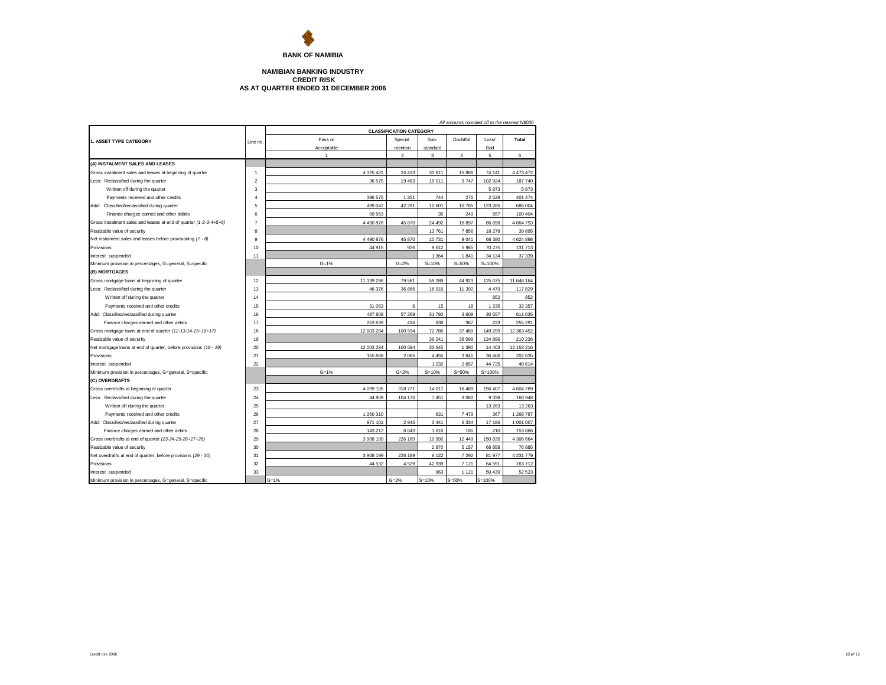**BANK OF NAMIBIA**

**NAMIBIAN BANKING INDUSTRY**
**CREDIT RISK**
**AS AT QUARTER ENDED 31 DECEMBER 2006**

*All amounts rounded off to the nearest N$000*

| 1. ASSET TYPE CATEGORY | Line no. | CLASSIFICATION CATEGORY | | | | | |
|---|---|---|---|---|---|---|---|
| | | Pass or Acceptable | Special mention | Sub-standard | Doubtful | Loss/ Bad | Total |
| | | 1 | 2 | 3 | 4 | 5 | 6 |
| **(A) INSTALMENT SALES AND LEASES** | | | | | | | |
| Gross instalment sales and leases at beginning of quarter | 1 | 4 325 421 | 24 413 | 33 611 | 15 886 | 74 141 | 4 473 472 |
| Less: Reclassified during the quarter | 2 | 36 575 | 19 483 | 19 011 | 9 747 | 102 924 | 187 740 |
| Written off during the quarter | 3 | | | | | 5 873 | 5 873 |
| Payments received and other credits | 4 | 396 575 | 1 351 | 744 | 276 | 2 528 | 401 474 |
| Add: Classified/reclassified during quarter | 5 | 499 042 | 42 291 | 10 601 | 10 785 | 123 285 | 686 004 |
| Finance charges earned and other debits | 6 | 99 563 | | 35 | 249 | 557 | 100 404 |
| Gross instalment sales and leases at end of quarter *(1-2-3-4+5+6)* | 7 | 4 490 876 | 45 870 | 24 492 | 16 897 | 86 658 | 4 664 793 |
| Realizable value of security | 8 | | | 13 761 | 7 856 | 18 278 | 39 895 |
| Net instalment sales and leases before provisioning *(7 - 8)* | 9 | 4 490 876 | 45 870 | 10 731 | 9 041 | 68 380 | 4 624 898 |
| Provisions | 10 | 44 915 | 926 | 9 612 | 5 985 | 70 275 | 131 713 |
| Interest suspended | 11 | | | 1 364 | 1 841 | 34 134 | 37 339 |
| Minimum provision in percentages, G=general, S=specific | | G=1% | G=2% | S=10% | S=50% | S=100% | |
| **(B) MORTGAGES** | | | | | | | |
| Gross mortgage loans at beginning of quarter | 12 | 11 339 296 | 79 581 | 59 289 | 44 923 | 125 075 | 11 648 164 |
| Less: Reclassified during the quarter | 13 | 46 376 | 36 666 | 18 916 | 11 392 | 4 479 | 117 829 |
| Written off during the quarter | 14 | | | | | 852 | 852 |
| Payments received and other credits | 15 | 31 083 | 6 | 15 | 18 | 1 235 | 32 357 |
| Add: Classified/reclassified during quarter | 16 | 487 808 | 57 269 | 31 792 | 3 609 | 30 557 | 611 035 |
| Finance charges earned and other debits | 17 | 253 639 | 416 | 636 | 367 | 233 | 255 291 |
| Gross mortgage loans at end of quarter *(12-13-14-15+16+17)* | 18 | 12 003 284 | 100 594 | 72 786 | 37 489 | 149 299 | 12 363 452 |
| Realizable value of security | 19 | | | 39 241 | 36 099 | 134 896 | 210 236 |
| Net mortgage loans at end of quarter, before provisions *(18 - 19)* | 20 | 12 003 284 | 100 594 | 33 545 | 1 390 | 14 403 | 12 153 216 |
| Provisions | 21 | 155 868 | 2 065 | 4 455 | 3 841 | 36 406 | 202 635 |
| Interest suspended | 22 | | | 1 232 | 2 657 | 44 725 | 48 614 |
| Minimum provision in percentages, G=general, S=specific | | G=1% | G=2% | S=10% | S=50% | S=100% | |
| **(C) OVERDRAFTS** | | | | | | | |
| Gross overdrafts at beginning of quarter | 23 | 4 099 105 | 318 771 | 14 017 | 16 489 | 156 407 | 4 604 789 |
| Less: Reclassified during the quarter | 24 | 44 909 | 104 170 | 7 451 | 3 080 | 9 338 | 168 948 |
| Written off during the quarter | 25 | | | | | 13 263 | 13 263 |
| Payments received and other credits | 26 | 1 260 310 | | 631 | 7 479 | 367 | 1 268 787 |
| Add: Classified/reclassified during quarter | 27 | 971 101 | 2 945 | 3 441 | 6 334 | 17 186 | 1 001 007 |
| Finance charges earned and other debits | 28 | 143 212 | 8 643 | 1 616 | 185 | 210 | 153 866 |
| Gross overdrafts at end of quarter *(23-24-25-26+27+28)* | 29 | 3 908 199 | 226 189 | 10 992 | 12 449 | 150 835 | 4 308 664 |
| Realizable value of security | 30 | | | 2 870 | 5 157 | 68 858 | 76 885 |
| Net overdrafts at end of quarter, before provisions *(29 - 30)* | 31 | 3 908 199 | 226 189 | 8 122 | 7 292 | 81 977 | 4 231 779 |
| Provisions | 32 | 44 532 | 4 529 | 42 939 | 7 121 | 64 591 | 163 712 |
| Interest suspended | 33 | | | 963 | 1 121 | 50 439 | 52 523 |
| Minimum provision in percentages, G=general, S=specific | | G=1% | G=2% | S=10% | S=50% | S=100% | |

Credit risk 2006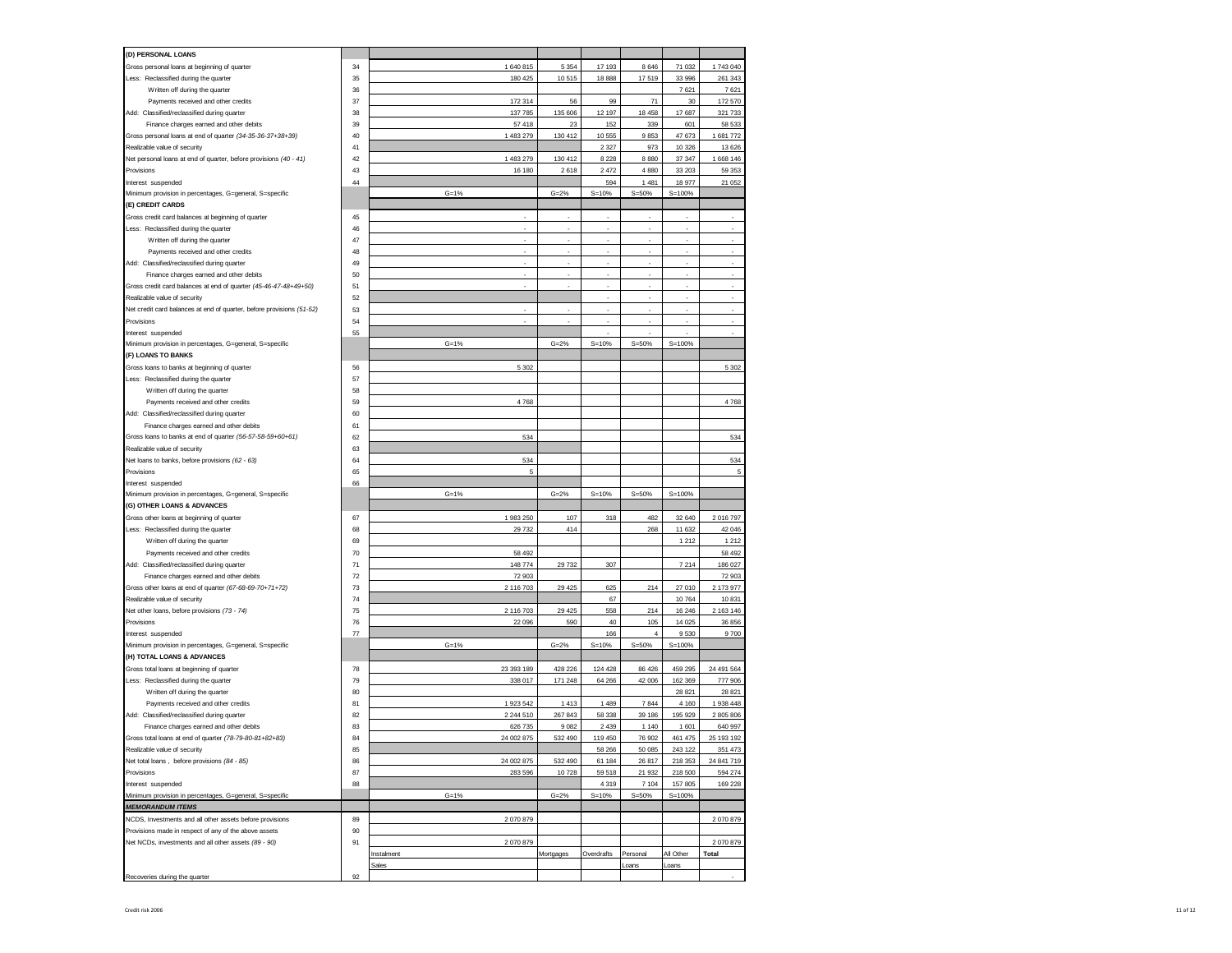| | | | | | | | |
|---|---|---|---|---|---|---|---|
| **(D) PERSONAL LOANS** | | | | | | | |
| Gross personal loans at beginning of quarter | 34 | 1 640 815 | 5 354 | 17 193 | 8 646 | 71 032 | 1 743 040 |
| Less: Reclassified during the quarter | 35 | 180 425 | 10 515 | 18 888 | 17 519 | 33 996 | 261 343 |
| Written off during the quarter | 36 | | | | | 7 621 | 7 621 |
| Payments received and other credits | 37 | 172 314 | 56 | 99 | 71 | 30 | 172 570 |
| Add: Classified/reclassified during quarter | 38 | 137 785 | 135 606 | 12 197 | 18 458 | 17 687 | 321 733 |
| Finance charges earned and other debits | 39 | 57 418 | 23 | 152 | 339 | 601 | 58 533 |
| Gross personal loans at end of quarter *(34-35-36-37+38+39)* | 40 | 1 483 279 | 130 412 | 10 555 | 9 853 | 47 673 | 1 681 772 |
| Realizable value of security | 41 | | | 2 327 | 973 | 10 326 | 13 626 |
| Net personal loans at end of quarter, before provisions *(40 - 41)* | 42 | 1 483 279 | 130 412 | 8 228 | 8 880 | 37 347 | 1 668 146 |
| Provisions | 43 | 16 180 | 2 618 | 2 472 | 4 880 | 33 203 | 59 353 |
| Interest suspended | 44 | | | 594 | 1 481 | 18 977 | 21 052 |
| Minimum provision in percentages, G=general, S=specific | | G=1% | G=2% | S=10% | S=50% | S=100% | |
| **(E) CREDIT CARDS** | | | | | | | |
| Gross credit card balances at beginning of quarter | 45 | - | - | - | - | - | - |
| Less: Reclassified during the quarter | 46 | - | - | - | - | - | - |
| Written off during the quarter | 47 | - | - | - | - | - | - |
| Payments received and other credits | 48 | - | - | - | - | - | - |
| Add: Classified/reclassified during quarter | 49 | - | - | - | - | - | - |
| Finance charges earned and other debits | 50 | - | - | - | - | - | - |
| Gross credit card balances at end of quarter *(45-46-47-48+49+50)* | 51 | - | - | - | - | - | - |
| Realizable value of security | 52 | | | - | - | - | - |
| Net credit card balances at end of quarter, before provisions *(51-52)* | 53 | - | - | - | - | - | - |
| Provisions | 54 | - | - | - | - | - | - |
| Interest suspended | 55 | | | - | - | - | - |
| Minimum provision in percentages, G=general, S=specific | | G=1% | G=2% | S=10% | S=50% | S=100% | |
| **(F) LOANS TO BANKS** | | | | | | | |
| Gross loans to banks at beginning of quarter | 56 | 5 302 | | | | | 5 302 |
| Less: Reclassified during the quarter | 57 | | | | | | |
| Written off during the quarter | 58 | | | | | | |
| Payments received and other credits | 59 | 4 768 | | | | | 4 768 |
| Add: Classified/reclassified during quarter | 60 | | | | | | |
| Finance charges earned and other debits | 61 | | | | | | |
| Gross loans to banks at end of quarter *(56-57-58-59+60+61)* | 62 | 534 | | | | | 534 |
| Realizable value of security | 63 | | | | | | |
| Net loans to banks, before provisions *(62 - 63)* | 64 | 534 | | | | | 534 |
| Provisions | 65 | 5 | | | | | 5 |
| Interest suspended | 66 | | | | | | |
| Minimum provision in percentages, G=general, S=specific | | G=1% | G=2% | S=10% | S=50% | S=100% | |
| **(G) OTHER LOANS & ADVANCES** | | | | | | | |
| Gross other loans at beginning of quarter | 67 | 1 983 250 | 107 | 318 | 482 | 32 640 | 2 016 797 |
| Less: Reclassified during the quarter | 68 | 29 732 | 414 | | 268 | 11 632 | 42 046 |
| Written off during the quarter | 69 | | | | | 1 212 | 1 212 |
| Payments received and other credits | 70 | 58 492 | | | | | 58 492 |
| Add: Classified/reclassified during quarter | 71 | 148 774 | 29 732 | 307 | | 7 214 | 186 027 |
| Finance charges earned and other debits | 72 | 72 903 | | | | | 72 903 |
| Gross other loans at end of quarter *(67-68-69-70+71+72)* | 73 | 2 116 703 | 29 425 | 625 | 214 | 27 010 | 2 173 977 |
| Realizable value of security | 74 | | | 67 | | 10 764 | 10 831 |
| Net other loans, before provisions *(73 - 74)* | 75 | 2 116 703 | 29 425 | 558 | 214 | 16 246 | 2 163 146 |
| Provisions | 76 | 22 096 | 590 | 40 | 105 | 14 025 | 36 856 |
| Interest suspended | 77 | | | 166 | 4 | 9 530 | 9 700 |
| Minimum provision in percentages, G=general, S=specific | | G=1% | G=2% | S=10% | S=50% | S=100% | |
| **(H) TOTAL LOANS & ADVANCES** | | | | | | | |
| Gross total loans at beginning of quarter | 78 | 23 393 189 | 428 226 | 124 428 | 86 426 | 459 295 | 24 491 564 |
| Less: Reclassified during the quarter | 79 | 338 017 | 171 248 | 64 266 | 42 006 | 162 369 | 777 906 |
| Written off during the quarter | 80 | | | | | 28 821 | 28 821 |
| Payments received and other credits | 81 | 1 923 542 | 1 413 | 1 489 | 7 844 | 4 160 | 1 938 448 |
| Add: Classified/reclassified during quarter | 82 | 2 244 510 | 267 843 | 58 338 | 39 186 | 195 929 | 2 805 806 |
| Finance charges earned and other debits | 83 | 626 735 | 9 082 | 2 439 | 1 140 | 1 601 | 640 997 |
| Gross total loans at end of quarter *(78-79-80-81+82+83)* | 84 | 24 002 875 | 532 490 | 119 450 | 76 902 | 461 475 | 25 193 192 |
| Realizable value of security | 85 | | | 58 266 | 50 085 | 243 122 | 351 473 |
| Net total loans , before provisions *(84 - 85)* | 86 | 24 002 875 | 532 490 | 61 184 | 26 817 | 218 353 | 24 841 719 |
| Provisions | 87 | 283 596 | 10 728 | 59 518 | 21 932 | 218 500 | 594 274 |
| Interest suspended | 88 | | | 4 319 | 7 104 | 157 805 | 169 228 |
| Minimum provision in percentages, G=general, S=specific | | G=1% | G=2% | S=10% | S=50% | S=100% | |
| ***MEMORANDUM ITEMS*** | | | | | | | |
| NCDS, Investments and all other assets before provisions | 89 | 2 070 879 | | | | | 2 070 879 |
| Provisions made in respect of any of the above assets | 90 | | | | | | |
| Net NCDs, investments and all other assets *(89 - 90)* | 91 | 2 070 879 | | | | | 2 070 879 |
| | | Instalment Sales | Mortgages | Overdrafts | Personal Loans | All Other Loans | **Total** |
| Recoveries during the quarter | 92 | | | | | | - |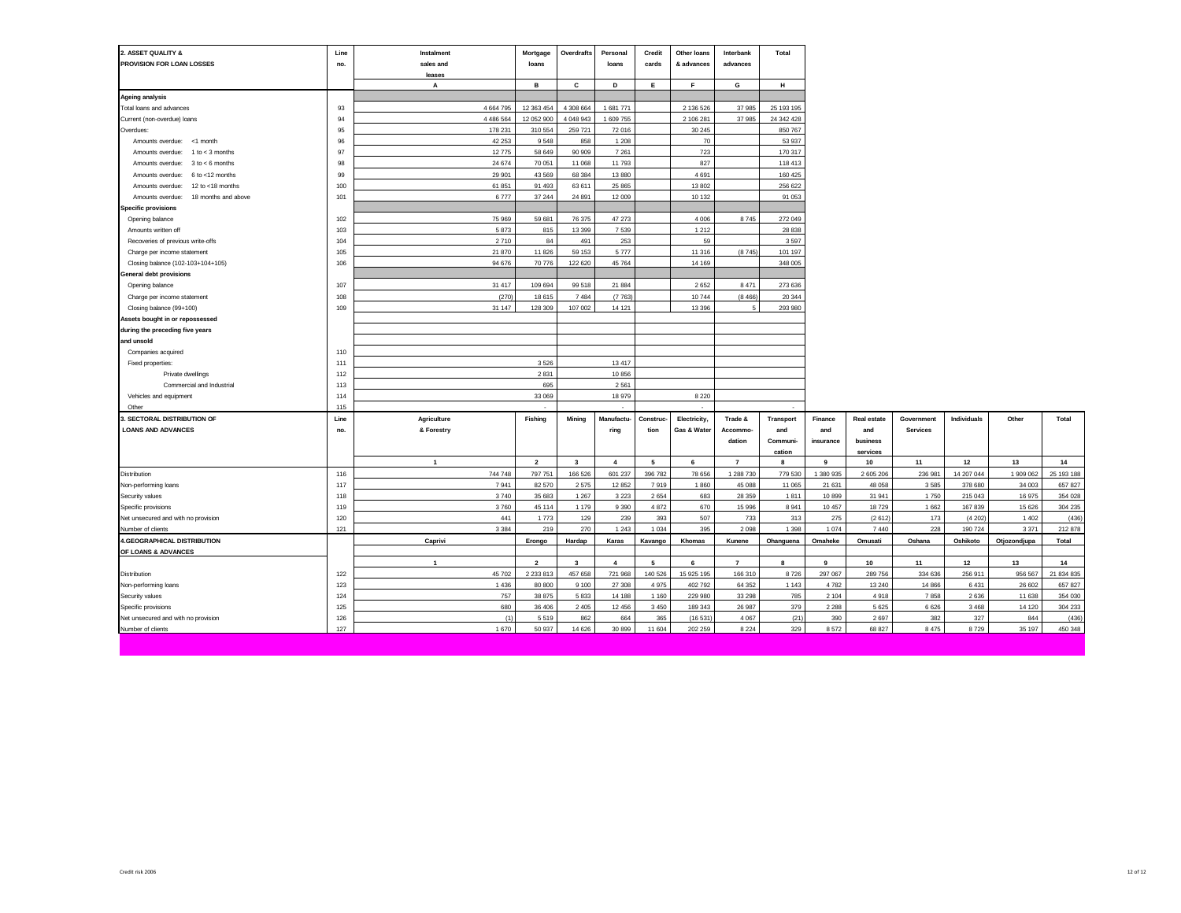| 2. ASSET QUALITY & PROVISION FOR LOAN LOSSES | Line no. | Instalment sales and leases | Mortgage loans | Overdrafts | Personal loans | Credit cards | Other loans & advances | Interbank advances | Total |
|---|---|---|---|---|---|---|---|---|---|
| | | A | B | C | D | E | F | G | H |
| **Ageing analysis** | | | | | | | | | |
| Total loans and advances | 93 | 4 664 795 | 12 363 454 | 4 308 664 | 1 681 771 | | 2 136 526 | 37 985 | 25 193 195 |
| Current (non-overdue) loans | 94 | 4 486 564 | 12 052 900 | 4 048 943 | 1 609 755 | | 2 106 281 | 37 985 | 24 342 428 |
| Overdues: | 95 | 178 231 | 310 554 | 259 721 | 72 016 | | 30 245 | | 850 767 |
| Amounts overdue: <1 month | 96 | 42 253 | 9 548 | 858 | 1 208 | | 70 | | 53 937 |
| Amounts overdue: 1 to < 3 months | 97 | 12 775 | 58 649 | 90 909 | 7 261 | | 723 | | 170 317 |
| Amounts overdue: 3 to < 6 months | 98 | 24 674 | 70 051 | 11 068 | 11 793 | | 827 | | 118 413 |
| Amounts overdue: 6 to <12 months | 99 | 29 901 | 43 569 | 68 384 | 13 880 | | 4 691 | | 160 425 |
| Amounts overdue: 12 to <18 months | 100 | 61 851 | 91 493 | 63 611 | 25 865 | | 13 802 | | 256 622 |
| Amounts overdue: 18 months and above | 101 | 6 777 | 37 244 | 24 891 | 12 009 | | 10 132 | | 91 053 |
| **Specific provisions** | | | | | | | | | |
| Opening balance | 102 | 75 969 | 59 681 | 76 375 | 47 273 | | 4 006 | 8 745 | 272 049 |
| Amounts written off | 103 | 5 873 | 815 | 13 399 | 7 539 | | 1 212 | | 28 838 |
| Recoveries of previous write-offs | 104 | 2 710 | 84 | 491 | 253 | | 59 | | 3 597 |
| Charge per income statement | 105 | 21 870 | 11 826 | 59 153 | 5 777 | | 11 316 | (8 745) | 101 197 |
| Closing balance (102-103+104+105) | 106 | 94 676 | 70 776 | 122 620 | 45 764 | | 14 169 | | 348 005 |
| **General debt provisions** | | | | | | | | | |
| Opening balance | 107 | 31 417 | 109 694 | 99 518 | 21 884 | | 2 652 | 8 471 | 273 636 |
| Charge per income statement | 108 | (270) | 18 615 | 7 484 | (7 763) | | 10 744 | (8 466) | 20 344 |
| Closing balance (99+100) | 109 | 31 147 | 128 309 | 107 002 | 14 121 | | 13 396 | 5 | 293 980 |
| **Assets bought in or repossessed during the preceding five years and unsold** | | | | | | | | | |
| Companies acquired | 110 | | | | | | | | |
| Fixed properties: | 111 | | 3 526 | | 13 417 | | | | |
| Private dwellings | 112 | | 2 831 | | 10 856 | | | | |
| Commercial and Industrial | 113 | | 695 | | 2 561 | | | | |
| Vehicles and equipment | 114 | | 33 069 | | 18 979 | | 8 220 | | |
| Other | 115 | | | | | | | | - |

| 3. SECTORAL DISTRIBUTION OF LOANS AND ADVANCES | Line no. | Agriculture & Forestry | Fishing | Mining | Manufacturing | Construction | Electricity, Gas & Water | Trade & Accommodation | Transport and Communication | Finance and insurance | Real estate and business services | Government Services | Individuals | Other | Total |
|---|---|---|---|---|---|---|---|---|---|---|---|---|---|---|---|
| | | 1 | 2 | 3 | 4 | 5 | 6 | 7 | 8 | 9 | 10 | 11 | 12 | 13 | 14 |
| Distribution | 116 | 744 748 | 797 751 | 166 526 | 601 237 | 396 782 | 78 656 | 1 288 730 | 779 530 | 1 380 935 | 2 605 206 | 236 981 | 14 207 044 | 1 909 062 | 25 193 188 |
| Non-performing loans | 117 | 7 941 | 82 570 | 2 575 | 12 852 | 7 919 | 1 860 | 45 088 | 11 065 | 21 631 | 48 058 | 3 585 | 378 680 | 34 003 | 657 827 |
| Security values | 118 | 3 740 | 35 683 | 1 267 | 3 223 | 2 654 | 683 | 28 359 | 1 811 | 10 899 | 31 941 | 1 750 | 215 043 | 16 975 | 354 028 |
| Specific provisions | 119 | 3 760 | 45 114 | 1 179 | 9 390 | 4 872 | 670 | 15 996 | 8 941 | 10 457 | 18 729 | 1 662 | 167 839 | 15 626 | 304 235 |
| Net unsecured and with no provision | 120 | 441 | 1 773 | 129 | 239 | 393 | 507 | 733 | 313 | 275 | (2 612) | 173 | (4 202) | 1 402 | (436) |
| Number of clients | 121 | 3 384 | 219 | 270 | 1 243 | 1 034 | 395 | 2 098 | 1 398 | 1 074 | 7 440 | 228 | 190 724 | 3 371 | 212 878 |

| 4. GEOGRAPHICAL DISTRIBUTION OF LOANS & ADVANCES | Line no. | Caprivi | Erongo | Hardap | Karas | Kavango | Khomas | Kunene | Ohanguena | Omaheke | Omusati | Oshana | Oshikoto | Otjozondjupa | Total |
|---|---|---|---|---|---|---|---|---|---|---|---|---|---|---|---|
| | | 1 | 2 | 3 | 4 | 5 | 6 | 7 | 8 | 9 | 10 | 11 | 12 | 13 | 14 |
| Distribution | 122 | 45 702 | 2 233 813 | 457 658 | 721 968 | 140 526 | 15 925 195 | 166 310 | 8 726 | 297 067 | 289 756 | 334 636 | 256 911 | 956 567 | 21 834 835 |
| Non-performing loans | 123 | 1 436 | 80 800 | 9 100 | 27 308 | 4 975 | 402 792 | 64 352 | 1 143 | 4 782 | 13 240 | 14 866 | 6 431 | 26 602 | 657 827 |
| Security values | 124 | 757 | 38 875 | 5 833 | 14 188 | 1 160 | 229 980 | 33 298 | 785 | 2 104 | 4 918 | 7 858 | 2 636 | 11 638 | 354 030 |
| Specific provisions | 125 | 680 | 36 406 | 2 405 | 12 456 | 3 450 | 189 343 | 26 987 | 379 | 2 288 | 5 625 | 6 626 | 3 468 | 14 120 | 304 233 |
| Net unsecured and with no provision | 126 | (1) | 5 519 | 862 | 664 | 365 | (16 531) | 4 067 | (21) | 390 | 2 697 | 382 | 327 | 844 | (436) |
| Number of clients | 127 | 1 670 | 50 937 | 14 626 | 30 899 | 11 604 | 202 259 | 8 224 | 329 | 8 572 | 68 827 | 8 475 | 8 729 | 35 197 | 450 348 |